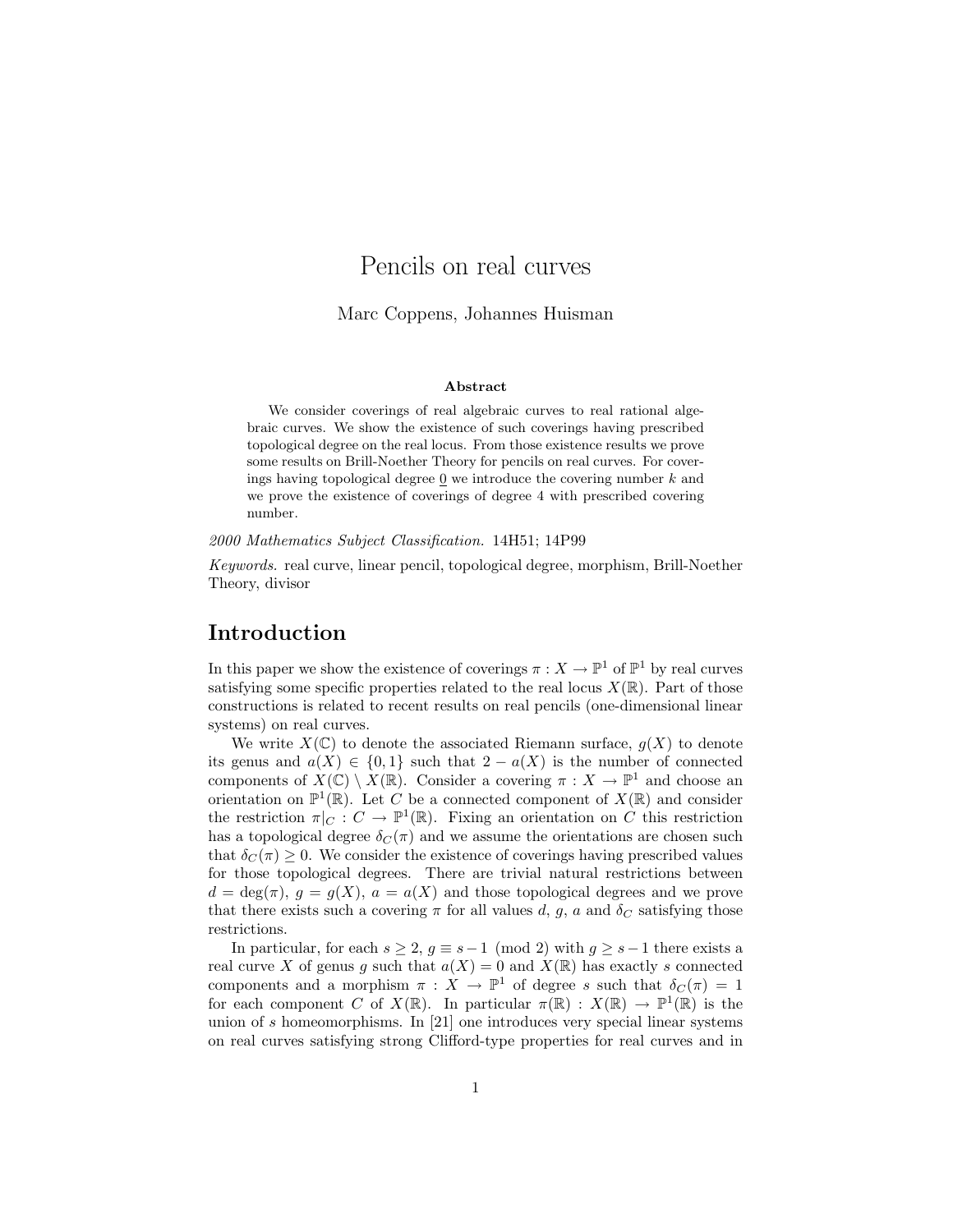# Pencils on real curves

Marc Coppens, Johannes Huisman

**Abstract**

We consider coverings of real algebraic curves to real rational algebraic curves. We show the existence of such coverings having prescribed topological degree on the real locus. From those existence results we prove some results on Brill-Noether Theory for pencils on real curves. For coverings having topological degree $\underline{0}$ we introduce the covering number $k$ and we prove the existence of coverings of degree 4 with prescribed covering number.

*2000 Mathematics Subject Classification.* 14H51; 14P99

*Keywords.* real curve, linear pencil, topological degree, morphism, Brill-Noether Theory, divisor

## Introduction

In this paper we show the existence of coverings $\pi : X \to \mathbb{P}^1$ of $\mathbb{P}^1$ by real curves satisfying some specific properties related to the real locus $X(\mathbb{R})$. Part of those constructions is related to recent results on real pencils (one-dimensional linear systems) on real curves.

We write $X(\mathbb{C})$ to denote the associated Riemann surface, $g(X)$ to denote its genus and $a(X) \in \{0, 1\}$ such that $2 - a(X)$ is the number of connected components of $X(\mathbb{C}) \setminus X(\mathbb{R})$. Consider a covering $\pi : X \to \mathbb{P}^1$ and choose an orientation on $\mathbb{P}^1(\mathbb{R})$. Let $C$ be a connected component of $X(\mathbb{R})$ and consider the restriction $\pi|_C : C \to \mathbb{P}^1(\mathbb{R})$. Fixing an orientation on $C$ this restriction has a topological degree $\delta_C(\pi)$ and we assume the orientations are chosen such that $\delta_C(\pi) \geq 0$. We consider the existence of coverings having prescribed values for those topological degrees. There are trivial natural restrictions between $d = \deg(\pi)$, $g = g(X)$, $a = a(X)$ and those topological degrees and we prove that there exists such a covering $\pi$ for all values $d$, $g$, $a$ and $\delta_C$ satisfying those restrictions.

In particular, for each $s \geq 2$, $g \equiv s-1 \pmod 2$ with $g \geq s-1$ there exists a real curve $X$ of genus $g$ such that $a(X) = 0$ and $X(\mathbb{R})$ has exactly $s$ connected components and a morphism $\pi : X \to \mathbb{P}^1$ of degree $s$ such that $\delta_C(\pi) = 1$ for each component $C$ of $X(\mathbb{R})$. In particular $\pi(\mathbb{R}) : X(\mathbb{R}) \to \mathbb{P}^1(\mathbb{R})$ is the union of $s$ homeomorphisms. In [21] one introduces very special linear systems on real curves satisfying strong Clifford-type properties for real curves and in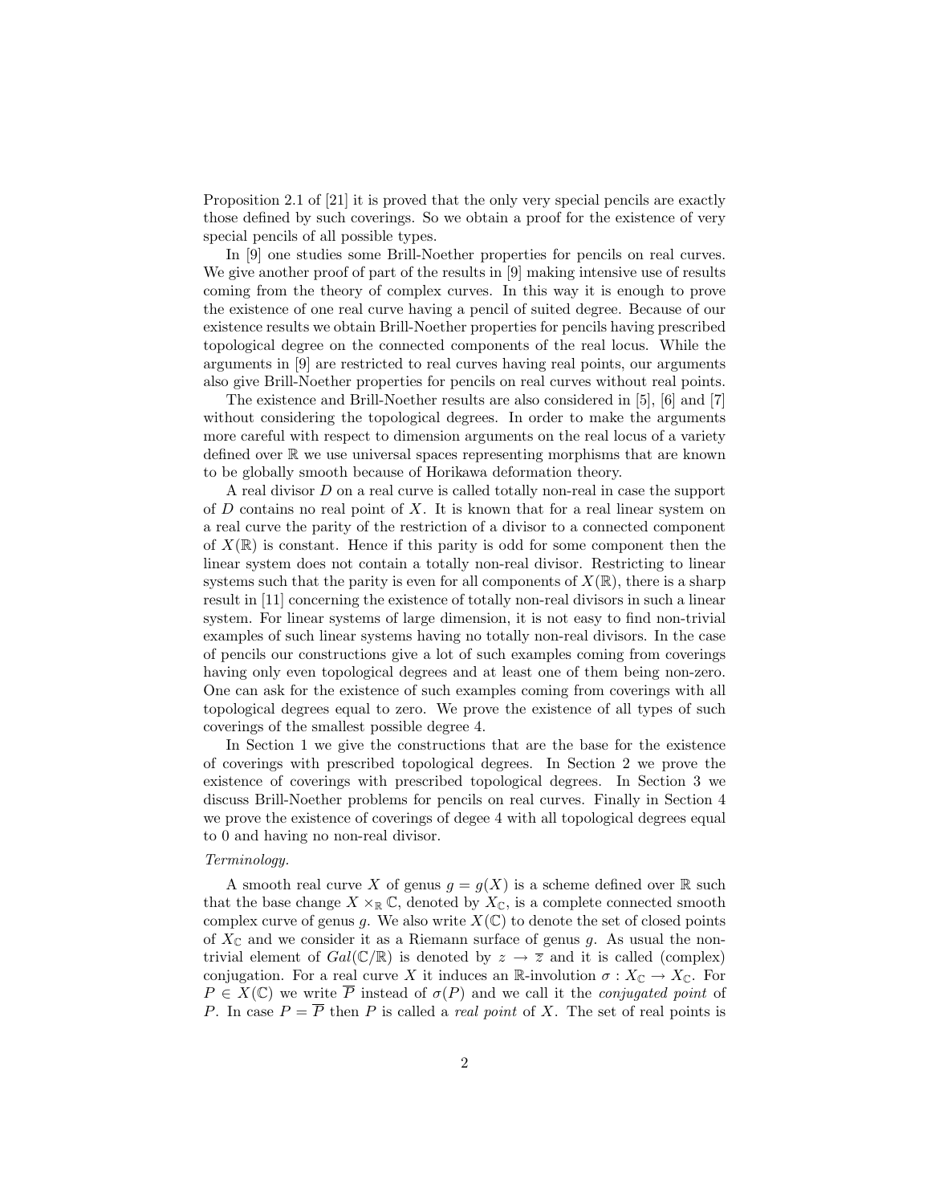Proposition 2.1 of [21] it is proved that the only very special pencils are exactly those defined by such coverings. So we obtain a proof for the existence of very special pencils of all possible types.

In [9] one studies some Brill-Noether properties for pencils on real curves. We give another proof of part of the results in [9] making intensive use of results coming from the theory of complex curves. In this way it is enough to prove the existence of one real curve having a pencil of suited degree. Because of our existence results we obtain Brill-Noether properties for pencils having prescribed topological degree on the connected components of the real locus. While the arguments in [9] are restricted to real curves having real points, our arguments also give Brill-Noether properties for pencils on real curves without real points.

The existence and Brill-Noether results are also considered in [5], [6] and [7] without considering the topological degrees. In order to make the arguments more careful with respect to dimension arguments on the real locus of a variety defined over $\mathbb{R}$ we use universal spaces representing morphisms that are known to be globally smooth because of Horikawa deformation theory.

A real divisor $D$ on a real curve is called totally non-real in case the support of $D$ contains no real point of $X$. It is known that for a real linear system on a real curve the parity of the restriction of a divisor to a connected component of $X(\mathbb{R})$ is constant. Hence if this parity is odd for some component then the linear system does not contain a totally non-real divisor. Restricting to linear systems such that the parity is even for all components of $X(\mathbb{R})$, there is a sharp result in [11] concerning the existence of totally non-real divisors in such a linear system. For linear systems of large dimension, it is not easy to find non-trivial examples of such linear systems having no totally non-real divisors. In the case of pencils our constructions give a lot of such examples coming from coverings having only even topological degrees and at least one of them being non-zero. One can ask for the existence of such examples coming from coverings with all topological degrees equal to zero. We prove the existence of all types of such coverings of the smallest possible degree 4.

In Section 1 we give the constructions that are the base for the existence of coverings with prescribed topological degrees. In Section 2 we prove the existence of coverings with prescribed topological degrees. In Section 3 we discuss Brill-Noether problems for pencils on real curves. Finally in Section 4 we prove the existence of coverings of degee 4 with all topological degrees equal to 0 and having no non-real divisor.

*Terminology.*

A smooth real curve $X$ of genus $g = g(X)$ is a scheme defined over $\mathbb{R}$ such that the base change $X \times_{\mathbb{R}} \mathbb{C}$, denoted by $X_{\mathbb{C}}$, is a complete connected smooth complex curve of genus $g$. We also write $X(\mathbb{C})$ to denote the set of closed points of $X_{\mathbb{C}}$ and we consider it as a Riemann surface of genus $g$. As usual the non-trivial element of $Gal(\mathbb{C}/\mathbb{R})$ is denoted by $z \to \overline{z}$ and it is called (complex) conjugation. For a real curve $X$ it induces an $\mathbb{R}$-involution $\sigma : X_{\mathbb{C}} \to X_{\mathbb{C}}$. For $P \in X(\mathbb{C})$ we write $\overline{P}$ instead of $\sigma(P)$ and we call it the *conjugated point* of $P$. In case $P = \overline{P}$ then $P$ is called a *real point* of $X$. The set of real points is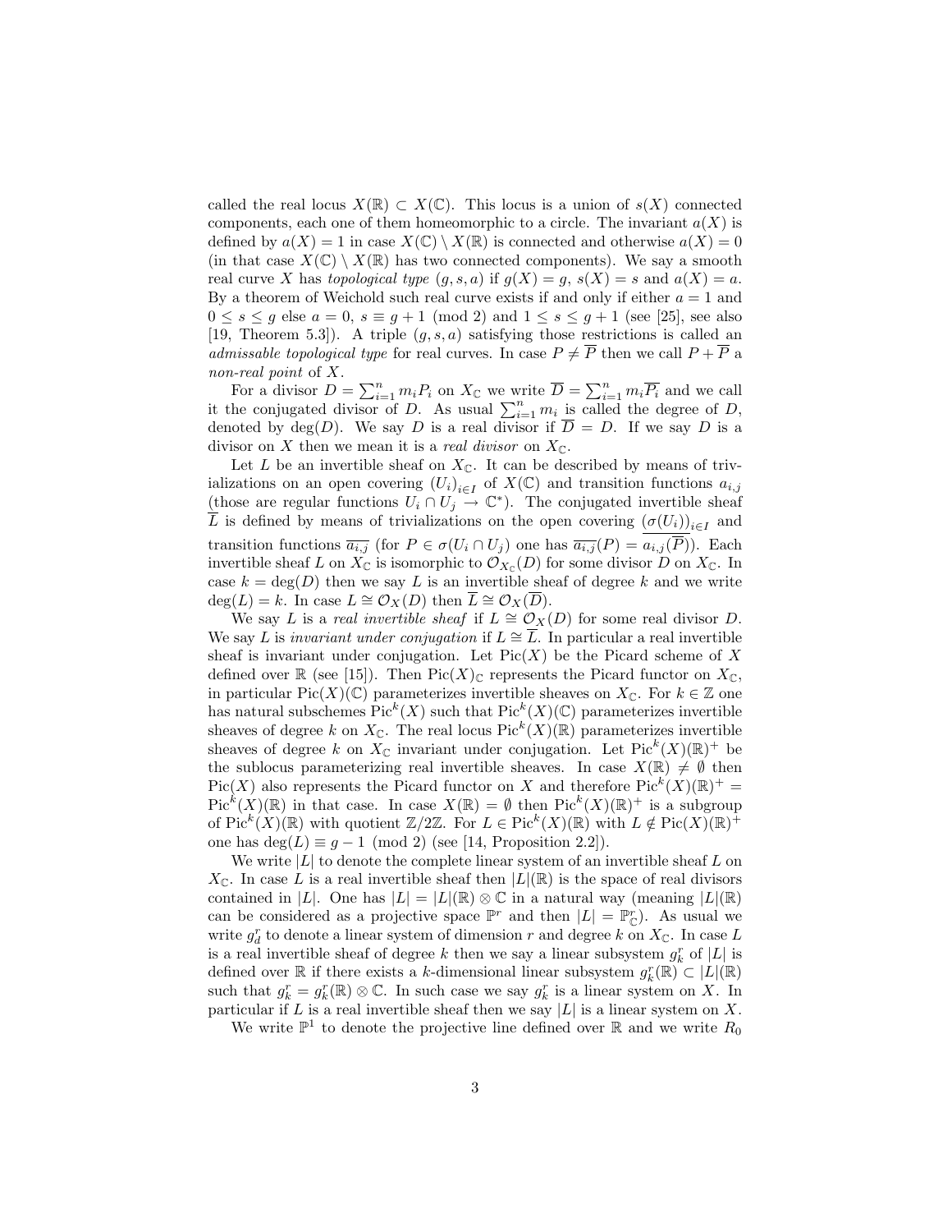called the real locus $X(\mathbb{R}) \subset X(\mathbb{C})$. This locus is a union of $s(X)$ connected components, each one of them homeomorphic to a circle. The invariant $a(X)$ is defined by $a(X) = 1$ in case $X(\mathbb{C}) \setminus X(\mathbb{R})$ is connected and otherwise $a(X) = 0$ (in that case $X(\mathbb{C}) \setminus X(\mathbb{R})$ has two connected components). We say a smooth real curve $X$ has *topological type* $(g, s, a)$ if $g(X) = g$, $s(X) = s$ and $a(X) = a$. By a theorem of Weichold such real curve exists if and only if either $a = 1$ and $0 \leq s \leq g$ else $a = 0$, $s \equiv g + 1 \pmod 2$ and $1 \leq s \leq g + 1$ (see [25], see also [19, Theorem 5.3]). A triple $(g, s, a)$ satisfying those restrictions is called an *admissable topological type* for real curves. In case $P \neq \overline{P}$ then we call $P + \overline{P}$ a *non-real point* of $X$.

For a divisor $D = \sum_{i=1}^{n} m_i P_i$ on $X_{\mathbb{C}}$ we write $\overline{D} = \sum_{i=1}^{n} m_i \overline{P_i}$ and we call it the conjugated divisor of $D$. As usual $\sum_{i=1}^{n} m_i$ is called the degree of $D$, denoted by $\deg(D)$. We say $D$ is a real divisor if $\overline{D} = D$. If we say $D$ is a divisor on $X$ then we mean it is a *real divisor* on $X_{\mathbb{C}}$.

Let $L$ be an invertible sheaf on $X_{\mathbb{C}}$. It can be described by means of trivializations on an open covering $(U_i)_{i \in I}$ of $X(\mathbb{C})$ and transition functions $a_{i,j}$ (those are regular functions $U_i \cap U_j \to \mathbb{C}^*$). The conjugated invertible sheaf $\overline{L}$ is defined by means of trivializations on the open covering $(\sigma(U_i))_{i \in I}$ and transition functions $\overline{a_{i,j}}$ (for $P \in \sigma(U_i \cap U_j)$ one has $\overline{a_{i,j}}(P) = \overline{a_{i,j}(\overline{P})}$). Each invertible sheaf $L$ on $X_{\mathbb{C}}$ is isomorphic to $\mathcal{O}_{X_{\mathbb{C}}}(D)$ for some divisor $D$ on $X_{\mathbb{C}}$. In case $k = \deg(D)$ then we say $L$ is an invertible sheaf of degree $k$ and we write $\deg(L) = k$. In case $L \cong \mathcal{O}_X(D)$ then $\overline{L} \cong \mathcal{O}_X(\overline{D})$.

We say $L$ is a *real invertible sheaf* if $L \cong \mathcal{O}_X(D)$ for some real divisor $D$. We say $L$ is *invariant under conjugation* if $L \cong \overline{L}$. In particular a real invertible sheaf is invariant under conjugation. Let $\mathrm{Pic}(X)$ be the Picard scheme of $X$ defined over $\mathbb{R}$ (see [15]). Then $\mathrm{Pic}(X)_{\mathbb{C}}$ represents the Picard functor on $X_{\mathbb{C}}$, in particular $\mathrm{Pic}(X)(\mathbb{C})$ parameterizes invertible sheaves on $X_{\mathbb{C}}$. For $k \in \mathbb{Z}$ one has natural subschemes $\mathrm{Pic}^k(X)$ such that $\mathrm{Pic}^k(X)(\mathbb{C})$ parameterizes invertible sheaves of degree $k$ on $X_{\mathbb{C}}$. The real locus $\mathrm{Pic}^k(X)(\mathbb{R})$ parameterizes invertible sheaves of degree $k$ on $X_{\mathbb{C}}$ invariant under conjugation. Let $\mathrm{Pic}^k(X)(\mathbb{R})^+$ be the sublocus parameterizing real invertible sheaves. In case $X(\mathbb{R}) \neq \emptyset$ then $\mathrm{Pic}(X)$ also represents the Picard functor on $X$ and therefore $\mathrm{Pic}^k(X)(\mathbb{R})^+ = \mathrm{Pic}^k(X)(\mathbb{R})$ in that case. In case $X(\mathbb{R}) = \emptyset$ then $\mathrm{Pic}^k(X)(\mathbb{R})^+$ is a subgroup of $\mathrm{Pic}^k(X)(\mathbb{R})$ with quotient $\mathbb{Z}/2\mathbb{Z}$. For $L \in \mathrm{Pic}^k(X)(\mathbb{R})$ with $L \notin \mathrm{Pic}(X)(\mathbb{R})^+$ one has $\deg(L) \equiv g - 1 \pmod 2$ (see [14, Proposition 2.2]).

We write $|L|$ to denote the complete linear system of an invertible sheaf $L$ on $X_{\mathbb{C}}$. In case $L$ is a real invertible sheaf then $|L|(\mathbb{R})$ is the space of real divisors contained in $|L|$. One has $|L| = |L|(\mathbb{R}) \otimes \mathbb{C}$ in a natural way (meaning $|L|(\mathbb{R})$ can be considered as a projective space $\mathbb{P}^r$ and then $|L| = \mathbb{P}^r_{\mathbb{C}}$). As usual we write $g^r_d$ to denote a linear system of dimension $r$ and degree $k$ on $X_{\mathbb{C}}$. In case $L$ is a real invertible sheaf of degree $k$ then we say a linear subsystem $g^r_k$ of $|L|$ is defined over $\mathbb{R}$ if there exists a $k$-dimensional linear subsystem $g^r_k(\mathbb{R}) \subset |L|(\mathbb{R})$ such that $g^r_k = g^r_k(\mathbb{R}) \otimes \mathbb{C}$. In such case we say $g^r_k$ is a linear system on $X$. In particular if $L$ is a real invertible sheaf then we say $|L|$ is a linear system on $X$.

We write $\mathbb{P}^1$ to denote the projective line defined over $\mathbb{R}$ and we write $R_0$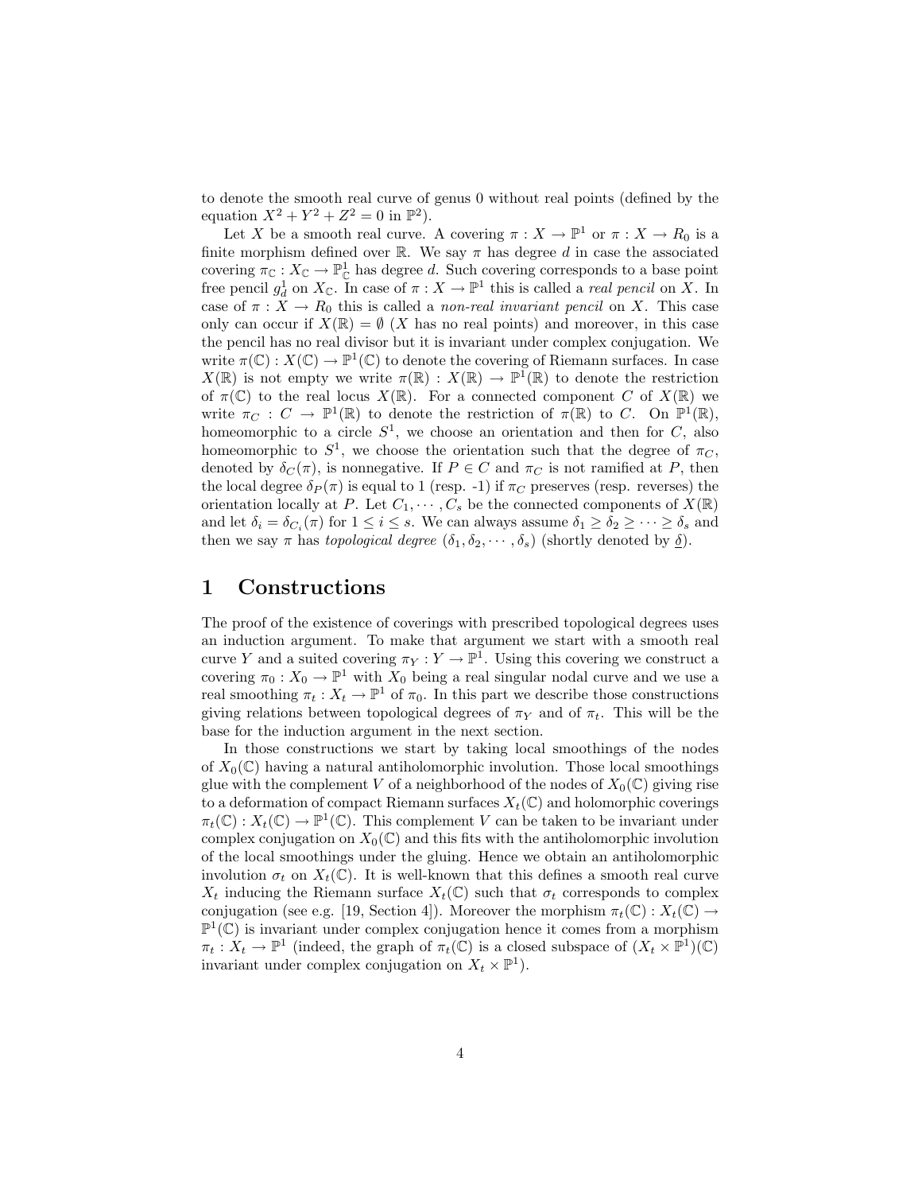to denote the smooth real curve of genus 0 without real points (defined by the equation $X^2 + Y^2 + Z^2 = 0$ in $\mathbb{P}^2$).

Let $X$ be a smooth real curve. A covering $\pi : X \to \mathbb{P}^1$ or $\pi : X \to R_0$ is a finite morphism defined over $\mathbb{R}$. We say $\pi$ has degree $d$ in case the associated covering $\pi_{\mathbb{C}} : X_{\mathbb{C}} \to \mathbb{P}^1_{\mathbb{C}}$ has degree $d$. Such covering corresponds to a base point free pencil $g^1_d$ on $X_{\mathbb{C}}$. In case of $\pi : X \to \mathbb{P}^1$ this is called a *real pencil* on $X$. In case of $\pi : X \to R_0$ this is called a *non-real invariant pencil* on $X$. This case only can occur if $X(\mathbb{R}) = \emptyset$ ($X$ has no real points) and moreover, in this case the pencil has no real divisor but it is invariant under complex conjugation. We write $\pi(\mathbb{C}) : X(\mathbb{C}) \to \mathbb{P}^1(\mathbb{C})$ to denote the covering of Riemann surfaces. In case $X(\mathbb{R})$ is not empty we write $\pi(\mathbb{R}) : X(\mathbb{R}) \to \mathbb{P}^1(\mathbb{R})$ to denote the restriction of $\pi(\mathbb{C})$ to the real locus $X(\mathbb{R})$. For a connected component $C$ of $X(\mathbb{R})$ we write $\pi_C : C \to \mathbb{P}^1(\mathbb{R})$ to denote the restriction of $\pi(\mathbb{R})$ to $C$. On $\mathbb{P}^1(\mathbb{R})$, homeomorphic to a circle $S^1$, we choose an orientation and then for $C$, also homeomorphic to $S^1$, we choose the orientation such that the degree of $\pi_C$, denoted by $\delta_C(\pi)$, is nonnegative. If $P \in C$ and $\pi_C$ is not ramified at $P$, then the local degree $\delta_P(\pi)$ is equal to 1 (resp. -1) if $\pi_C$ preserves (resp. reverses) the orientation locally at $P$. Let $C_1, \cdots, C_s$ be the connected components of $X(\mathbb{R})$ and let $\delta_i = \delta_{C_i}(\pi)$ for $1 \leq i \leq s$. We can always assume $\delta_1 \geq \delta_2 \geq \cdots \geq \delta_s$ and then we say $\pi$ has *topological degree* $(\delta_1, \delta_2, \cdots, \delta_s)$ (shortly denoted by $\underline{\delta}$).

# 1 Constructions

The proof of the existence of coverings with prescribed topological degrees uses an induction argument. To make that argument we start with a smooth real curve $Y$ and a suited covering $\pi_Y : Y \to \mathbb{P}^1$. Using this covering we construct a covering $\pi_0 : X_0 \to \mathbb{P}^1$ with $X_0$ being a real singular nodal curve and we use a real smoothing $\pi_t : X_t \to \mathbb{P}^1$ of $\pi_0$. In this part we describe those constructions giving relations between topological degrees of $\pi_Y$ and of $\pi_t$. This will be the base for the induction argument in the next section.

In those constructions we start by taking local smoothings of the nodes of $X_0(\mathbb{C})$ having a natural antiholomorphic involution. Those local smoothings glue with the complement $V$ of a neighborhood of the nodes of $X_0(\mathbb{C})$ giving rise to a deformation of compact Riemann surfaces $X_t(\mathbb{C})$ and holomorphic coverings $\pi_t(\mathbb{C}) : X_t(\mathbb{C}) \to \mathbb{P}^1(\mathbb{C})$. This complement $V$ can be taken to be invariant under complex conjugation on $X_0(\mathbb{C})$ and this fits with the antiholomorphic involution of the local smoothings under the gluing. Hence we obtain an antiholomorphic involution $\sigma_t$ on $X_t(\mathbb{C})$. It is well-known that this defines a smooth real curve $X_t$ inducing the Riemann surface $X_t(\mathbb{C})$ such that $\sigma_t$ corresponds to complex conjugation (see e.g. [19, Section 4]). Moreover the morphism $\pi_t(\mathbb{C}) : X_t(\mathbb{C}) \to \mathbb{P}^1(\mathbb{C})$ is invariant under complex conjugation hence it comes from a morphism $\pi_t : X_t \to \mathbb{P}^1$ (indeed, the graph of $\pi_t(\mathbb{C})$ is a closed subspace of $(X_t \times \mathbb{P}^1)(\mathbb{C})$ invariant under complex conjugation on $X_t \times \mathbb{P}^1$).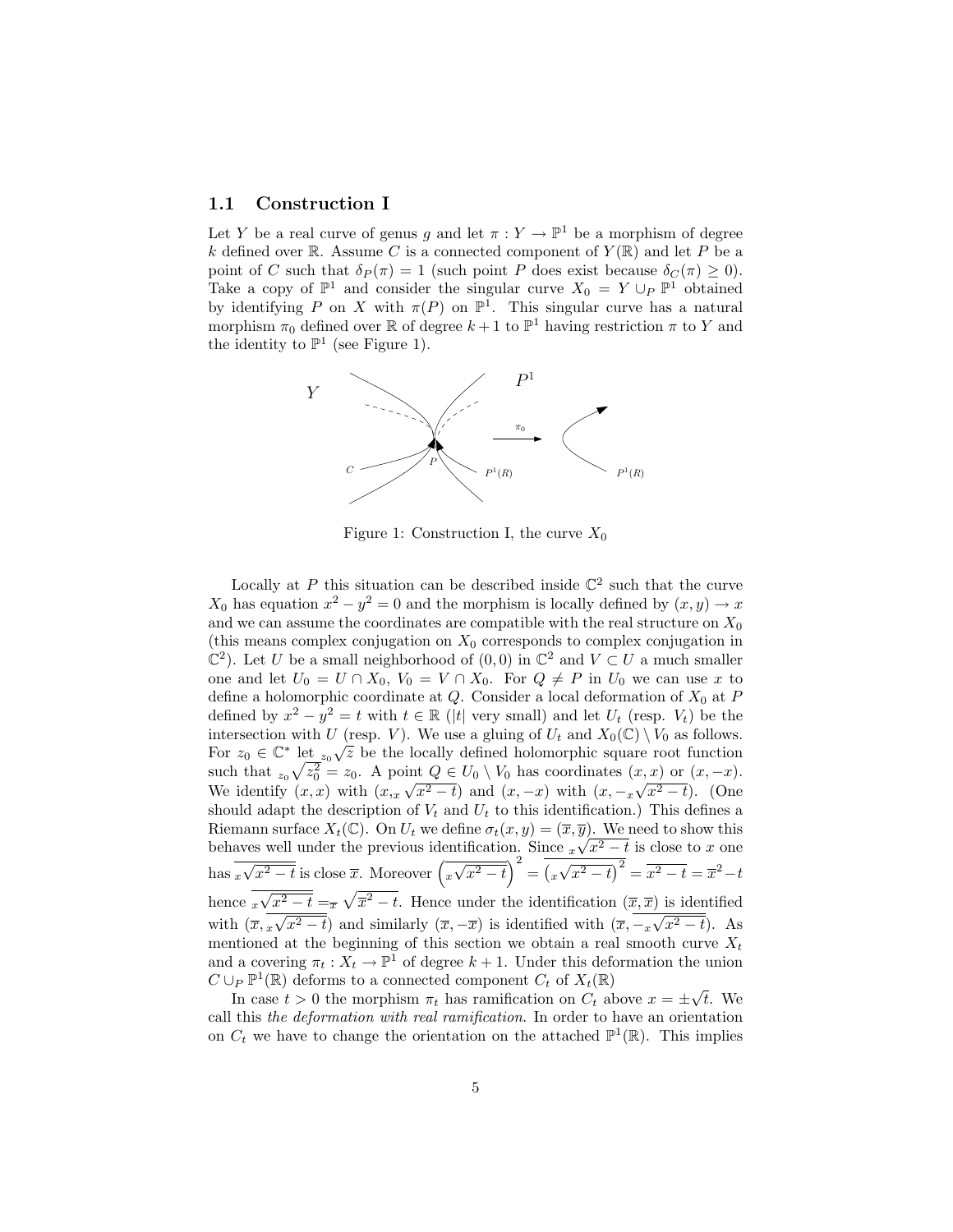### 1.1 Construction I

Let $Y$ be a real curve of genus $g$ and let $\pi : Y \to \mathbb{P}^1$ be a morphism of degree $k$ defined over $\mathbb{R}$. Assume $C$ is a connected component of $Y(\mathbb{R})$ and let $P$ be a point of $C$ such that $\delta_P(\pi) = 1$ (such point $P$ does exist because $\delta_C(\pi) \geq 0$). Take a copy of $\mathbb{P}^1$ and consider the singular curve $X_0 = Y \cup_P \mathbb{P}^1$ obtained by identifying $P$ on $X$ with $\pi(P)$ on $\mathbb{P}^1$. This singular curve has a natural morphism $\pi_0$ defined over $\mathbb{R}$ of degree $k+1$ to $\mathbb{P}^1$ having restriction $\pi$ to $Y$ and the identity to $\mathbb{P}^1$ (see Figure 1).

Figure 1: Construction I, the curve $X_0$

Locally at $P$ this situation can be described inside $\mathbb{C}^2$ such that the curve $X_0$ has equation $x^2 - y^2 = 0$ and the morphism is locally defined by $(x, y) \to x$ and we can assume the coordinates are compatible with the real structure on $X_0$ (this means complex conjugation on $X_0$ corresponds to complex conjugation in $\mathbb{C}^2$). Let $U$ be a small neighborhood of $(0,0)$ in $\mathbb{C}^2$ and $V \subset U$ a much smaller one and let $U_0 = U \cap X_0$, $V_0 = V \cap X_0$. For $Q \neq P$ in $U_0$ we can use $x$ to define a holomorphic coordinate at $Q$. Consider a local deformation of $X_0$ at $P$ defined by $x^2 - y^2 = t$ with $t \in \mathbb{R}$ ($|t|$ very small) and let $U_t$ (resp. $V_t$) be the intersection with $U$ (resp. $V$). We use a gluing of $U_t$ and $X_0(\mathbb{C}) \setminus V_0$ as follows. For $z_0 \in \mathbb{C}^*$ let ${}_{z_0}\sqrt{z}$ be the locally defined holomorphic square root function such that ${}_{z_0}\sqrt{z_0^2} = z_0$. A point $Q \in U_0 \setminus V_0$ has coordinates $(x, x)$ or $(x, -x)$. We identify $(x, x)$ with $(x, {}_x\sqrt{x^2 - t})$ and $(x, -x)$ with $(x, -{}_x\sqrt{x^2 - t})$. (One should adapt the description of $V_t$ and $U_t$ to this identification.) This defines a Riemann surface $X_t(\mathbb{C})$. On $U_t$ we define $\sigma_t(x, y) = (\overline{x}, \overline{y})$. We need to show this behaves well under the previous identification. Since ${}_x\sqrt{x^2 - t}$ is close to $x$ one has $\overline{{}_x\sqrt{x^2 - t}}$ is close $\overline{x}$. Moreover $\left(\overline{{}_x\sqrt{x^2 - t}}\right)^2 = \overline{\left({}_x\sqrt{x^2 - t}\right)^2} = \overline{x^2 - t} = \overline{x}^2 - t$ hence $\overline{{}_x\sqrt{x^2 - t}} = {}_{\overline{x}}\sqrt{\overline{x}^2 - t}$. Hence under the identification $\overline{(\overline{x}, \overline{x})}$ is identified with $(\overline{x}, \overline{{}_x\sqrt{x^2 - t}})$ and similarly $(\overline{x}, -\overline{x})$ is identified with $(\overline{x}, \overline{-{}_x\sqrt{x^2 - t}})$. As mentioned at the beginning of this section we obtain a real smooth curve $X_t$ and a covering $\pi_t : X_t \to \mathbb{P}^1$ of degree $k+1$. Under this deformation the union $C \cup_P \mathbb{P}^1(\mathbb{R})$ deforms to a connected component $C_t$ of $X_t(\mathbb{R})$

In case $t > 0$ the morphism $\pi_t$ has ramification on $C_t$ above $x = \pm\sqrt{t}$. We call this *the deformation with real ramification*. In order to have an orientation on $C_t$ we have to change the orientation on the attached $\mathbb{P}^1(\mathbb{R})$. This implies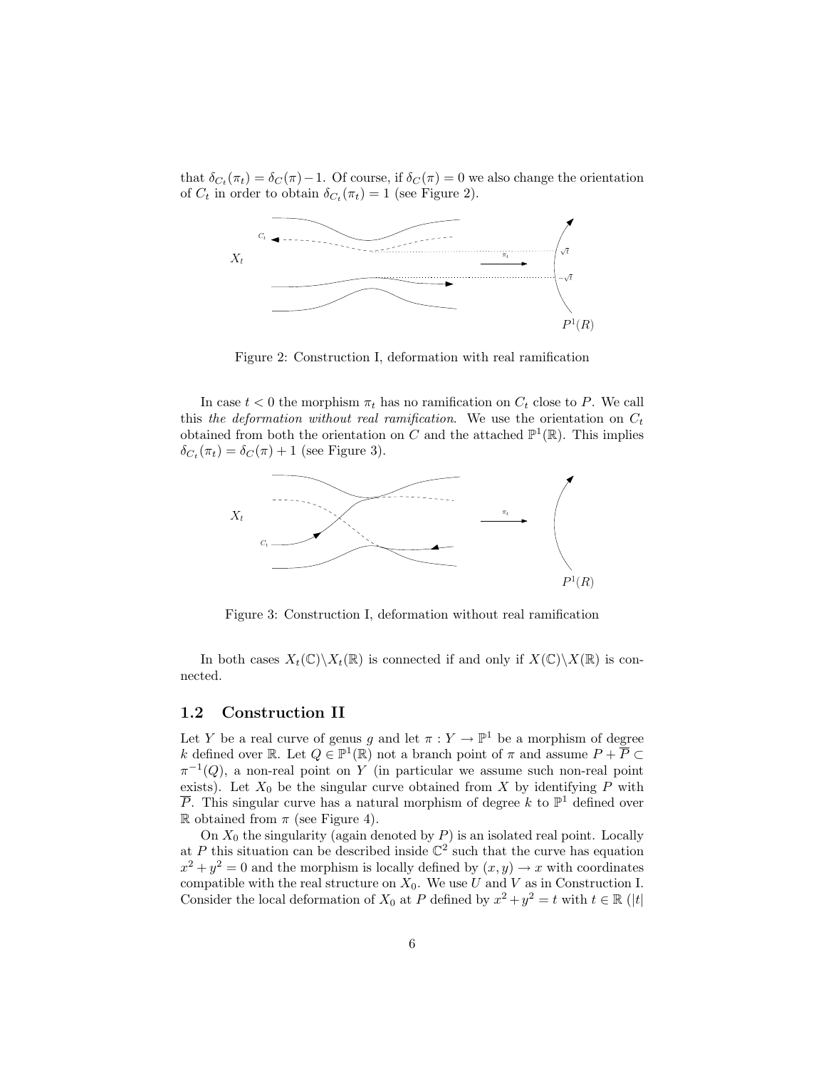that $\delta_{C_t}(\pi_t) = \delta_C(\pi) - 1$. Of course, if $\delta_C(\pi) = 0$ we also change the orientation of $C_t$ in order to obtain $\delta_{C_t}(\pi_t) = 1$ (see Figure 2).

Figure 2: Construction I, deformation with real ramification

In case $t < 0$ the morphism $\pi_t$ has no ramification on $C_t$ close to $P$. We call this *the deformation without real ramification*. We use the orientation on $C_t$ obtained from both the orientation on $C$ and the attached $\mathbb{P}^1(\mathbb{R})$. This implies $\delta_{C_t}(\pi_t) = \delta_C(\pi) + 1$ (see Figure 3).

Figure 3: Construction I, deformation without real ramification

In both cases $X_t(\mathbb{C}) \setminus X_t(\mathbb{R})$ is connected if and only if $X(\mathbb{C}) \setminus X(\mathbb{R})$ is connected.

### 1.2 Construction II

Let $Y$ be a real curve of genus $g$ and let $\pi : Y \to \mathbb{P}^1$ be a morphism of degree $k$ defined over $\mathbb{R}$. Let $Q \in \mathbb{P}^1(\mathbb{R})$ not a branch point of $\pi$ and assume $P + \overline{P} \subset \pi^{-1}(Q)$, a non-real point on $Y$ (in particular we assume such non-real point exists). Let $X_0$ be the singular curve obtained from $X$ by identifying $P$ with $\overline{P}$. This singular curve has a natural morphism of degree $k$ to $\mathbb{P}^1$ defined over $\mathbb{R}$ obtained from $\pi$ (see Figure 4).

On $X_0$ the singularity (again denoted by $P$) is an isolated real point. Locally at $P$ this situation can be described inside $\mathbb{C}^2$ such that the curve has equation $x^2 + y^2 = 0$ and the morphism is locally defined by $(x, y) \to x$ with coordinates compatible with the real structure on $X_0$. We use $U$ and $V$ as in Construction I. Consider the local deformation of $X_0$ at $P$ defined by $x^2 + y^2 = t$ with $t \in \mathbb{R}$ ($|t|$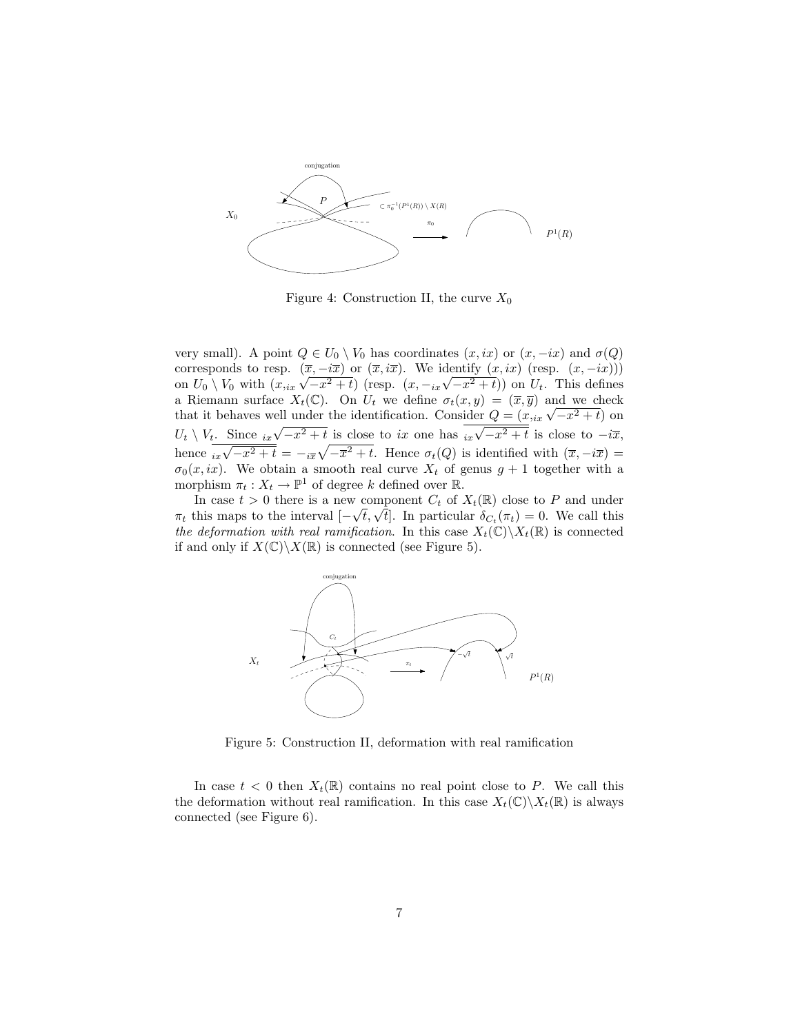Figure 4: Construction II, the curve $X_0$

very small). A point $Q \in U_0 \setminus V_0$ has coordinates $(x, ix)$ or $(x, -ix)$ and $\sigma(Q)$ corresponds to resp. $(\overline{x}, -i\overline{x})$ or $(\overline{x}, i\overline{x})$. We identify $(x, ix)$ (resp. $(x, -ix)$)) on $U_0 \setminus V_0$ with $(x, {}_{ix}\sqrt{-x^2+t})$ (resp. $(x, -{}_{ix}\sqrt{-x^2+t})$) on $U_t$. This defines a Riemann surface $X_t(\mathbb{C})$. On $U_t$ we define $\sigma_t(x, y) = (\overline{x}, \overline{y})$ and we check that it behaves well under the identification. Consider $Q = (x, {}_{ix}\sqrt{-x^2+t})$ on $U_t \setminus V_t$. Since ${}_{ix}\sqrt{-x^2+t}$ is close to $ix$ one has $\overline{{}_{ix}\sqrt{-x^2+t}}$ is close to $-i\overline{x}$, hence $\overline{{}_{ix}\sqrt{-x^2+t}} = -{}_{i\overline{x}}\sqrt{-\overline{x}^2+t}$. Hence $\sigma_t(Q)$ is identified with $(\overline{x}, -i\overline{x}) = \sigma_0(x, ix)$. We obtain a smooth real curve $X_t$ of genus $g+1$ together with a morphism $\pi_t : X_t \to \mathbb{P}^1$ of degree $k$ defined over $\mathbb{R}$.

In case $t > 0$ there is a new component $C_t$ of $X_t(\mathbb{R})$ close to $P$ and under $\pi_t$ this maps to the interval $[-\sqrt{t}, \sqrt{t}]$. In particular $\delta_{C_t}(\pi_t) = 0$. We call this *the deformation with real ramification*. In this case $X_t(\mathbb{C}) \setminus X_t(\mathbb{R})$ is connected if and only if $X(\mathbb{C}) \setminus X(\mathbb{R})$ is connected (see Figure 5).

Figure 5: Construction II, deformation with real ramification

In case $t < 0$ then $X_t(\mathbb{R})$ contains no real point close to $P$. We call this the deformation without real ramification. In this case $X_t(\mathbb{C}) \setminus X_t(\mathbb{R})$ is always connected (see Figure 6).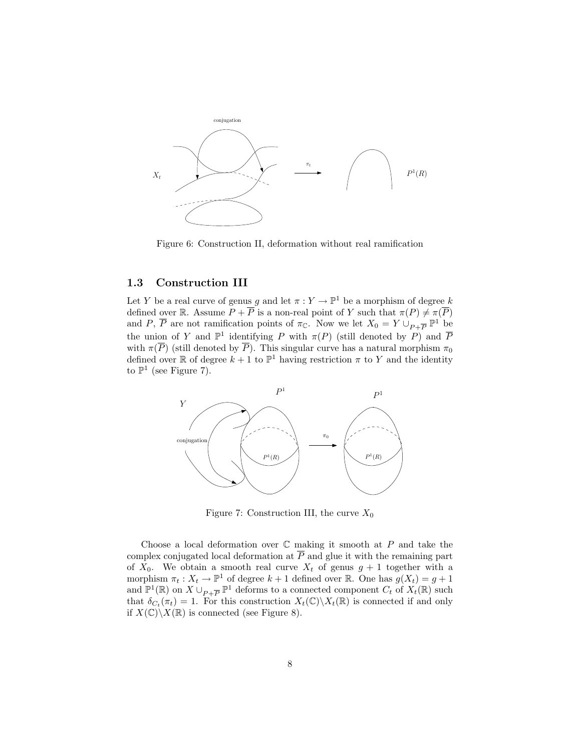Figure 6: Construction II, deformation without real ramification

### 1.3 Construction III

Let $Y$ be a real curve of genus $g$ and let $\pi : Y \to \mathbb{P}^1$ be a morphism of degree $k$ defined over $\mathbb{R}$. Assume $P + \overline{P}$ is a non-real point of $Y$ such that $\pi(P) \neq \pi(\overline{P})$ and $P$, $\overline{P}$ are not ramification points of $\pi_{\mathbb{C}}$. Now we let $X_0 = Y \cup_{P+\overline{P}} \mathbb{P}^1$ be the union of $Y$ and $\mathbb{P}^1$ identifying $P$ with $\pi(P)$ (still denoted by $P$) and $\overline{P}$ with $\pi(\overline{P})$ (still denoted by $\overline{P}$). This singular curve has a natural morphism $\pi_0$ defined over $\mathbb{R}$ of degree $k+1$ to $\mathbb{P}^1$ having restriction $\pi$ to $Y$ and the identity to $\mathbb{P}^1$ (see Figure 7).

Figure 7: Construction III, the curve $X_0$

Choose a local deformation over $\mathbb{C}$ making it smooth at $P$ and take the complex conjugated local deformation at $\overline{P}$ and glue it with the remaining part of $X_0$. We obtain a smooth real curve $X_t$ of genus $g+1$ together with a morphism $\pi_t : X_t \to \mathbb{P}^1$ of degree $k+1$ defined over $\mathbb{R}$. One has $g(X_t) = g + 1$ and $\mathbb{P}^1(\mathbb{R})$ on $X \cup_{P+\overline{P}} \mathbb{P}^1$ deforms to a connected component $C_t$ of $X_t(\mathbb{R})$ such that $\delta_{C_t}(\pi_t) = 1$. For this construction $X_t(\mathbb{C}) \backslash X_t(\mathbb{R})$ is connected if and only if $X(\mathbb{C}) \backslash X(\mathbb{R})$ is connected (see Figure 8).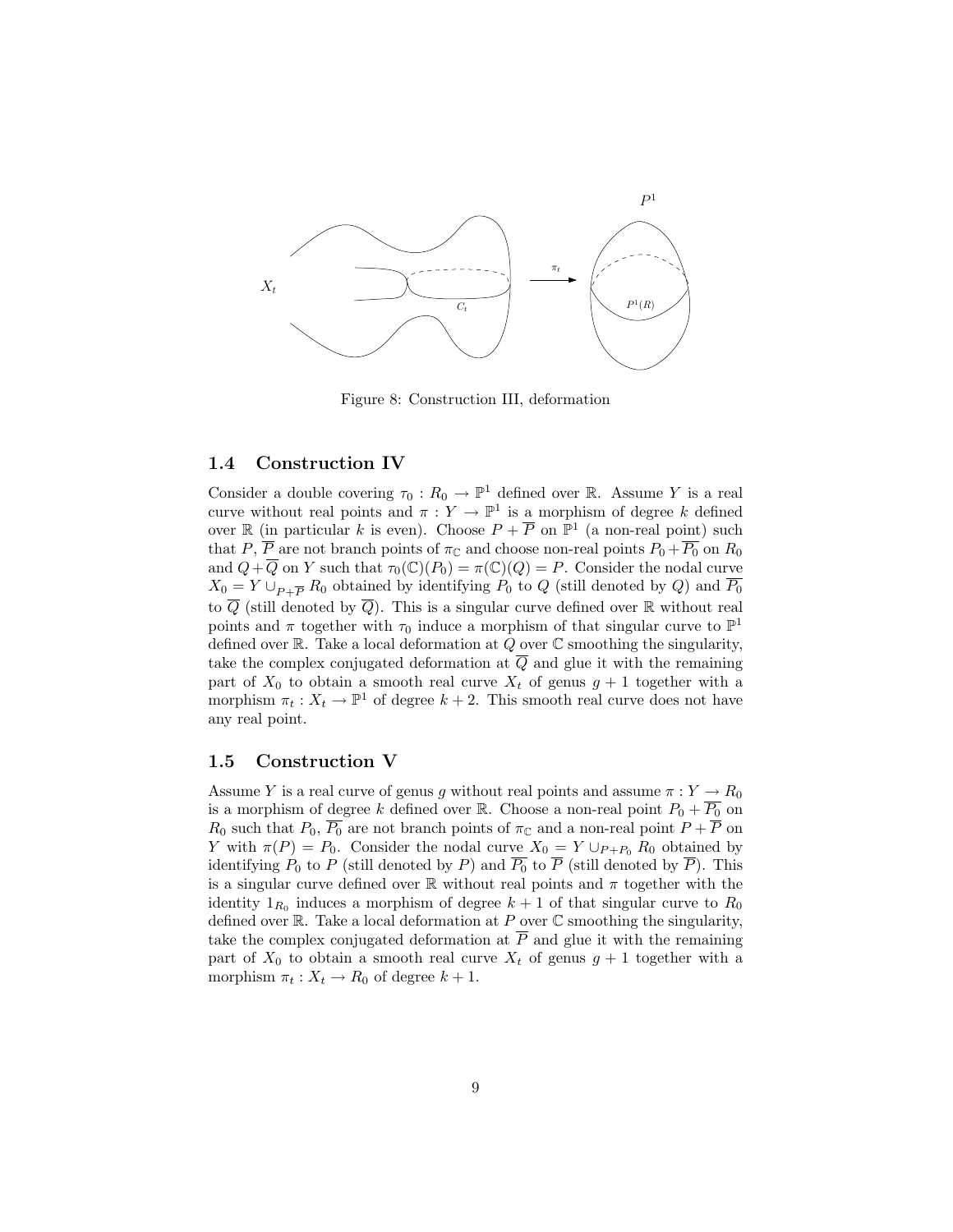Figure 8: Construction III, deformation

## 1.4 Construction IV

Consider a double covering $\tau_0 : R_0 \to \mathbb{P}^1$ defined over $\mathbb{R}$. Assume $Y$ is a real curve without real points and $\pi : Y \to \mathbb{P}^1$ is a morphism of degree $k$ defined over $\mathbb{R}$ (in particular $k$ is even). Choose $P + \overline{P}$ on $\mathbb{P}^1$ (a non-real point) such that $P$, $\overline{P}$ are not branch points of $\pi_{\mathbb{C}}$ and choose non-real points $P_0 + \overline{P_0}$ on $R_0$ and $Q + \overline{Q}$ on $Y$ such that $\tau_0(\mathbb{C})(P_0) = \pi(\mathbb{C})(Q) = P$. Consider the nodal curve $X_0 = Y \cup_{P+\overline{P}} R_0$ obtained by identifying $P_0$ to $Q$ (still denoted by $Q$) and $\overline{P_0}$ to $\overline{Q}$ (still denoted by $\overline{Q}$). This is a singular curve defined over $\mathbb{R}$ without real points and $\pi$ together with $\tau_0$ induce a morphism of that singular curve to $\mathbb{P}^1$ defined over $\mathbb{R}$. Take a local deformation at $Q$ over $\mathbb{C}$ smoothing the singularity, take the complex conjugated deformation at $\overline{Q}$ and glue it with the remaining part of $X_0$ to obtain a smooth real curve $X_t$ of genus $g + 1$ together with a morphism $\pi_t : X_t \to \mathbb{P}^1$ of degree $k + 2$. This smooth real curve does not have any real point.

## 1.5 Construction V

Assume $Y$ is a real curve of genus $g$ without real points and assume $\pi : Y \to R_0$ is a morphism of degree $k$ defined over $\mathbb{R}$. Choose a non-real point $P_0 + \overline{P_0}$ on $R_0$ such that $P_0$, $\overline{P_0}$ are not branch points of $\pi_{\mathbb{C}}$ and a non-real point $P + \overline{P}$ on $Y$ with $\pi(P) = P_0$. Consider the nodal curve $X_0 = Y \cup_{P+P_0} R_0$ obtained by identifying $P_0$ to $P$ (still denoted by $P$) and $\overline{P_0}$ to $\overline{P}$ (still denoted by $\overline{P}$). This is a singular curve defined over $\mathbb{R}$ without real points and $\pi$ together with the identity $1_{R_0}$ induces a morphism of degree $k + 1$ of that singular curve to $R_0$ defined over $\mathbb{R}$. Take a local deformation at $P$ over $\mathbb{C}$ smoothing the singularity, take the complex conjugated deformation at $\overline{P}$ and glue it with the remaining part of $X_0$ to obtain a smooth real curve $X_t$ of genus $g + 1$ together with a morphism $\pi_t : X_t \to R_0$ of degree $k + 1$.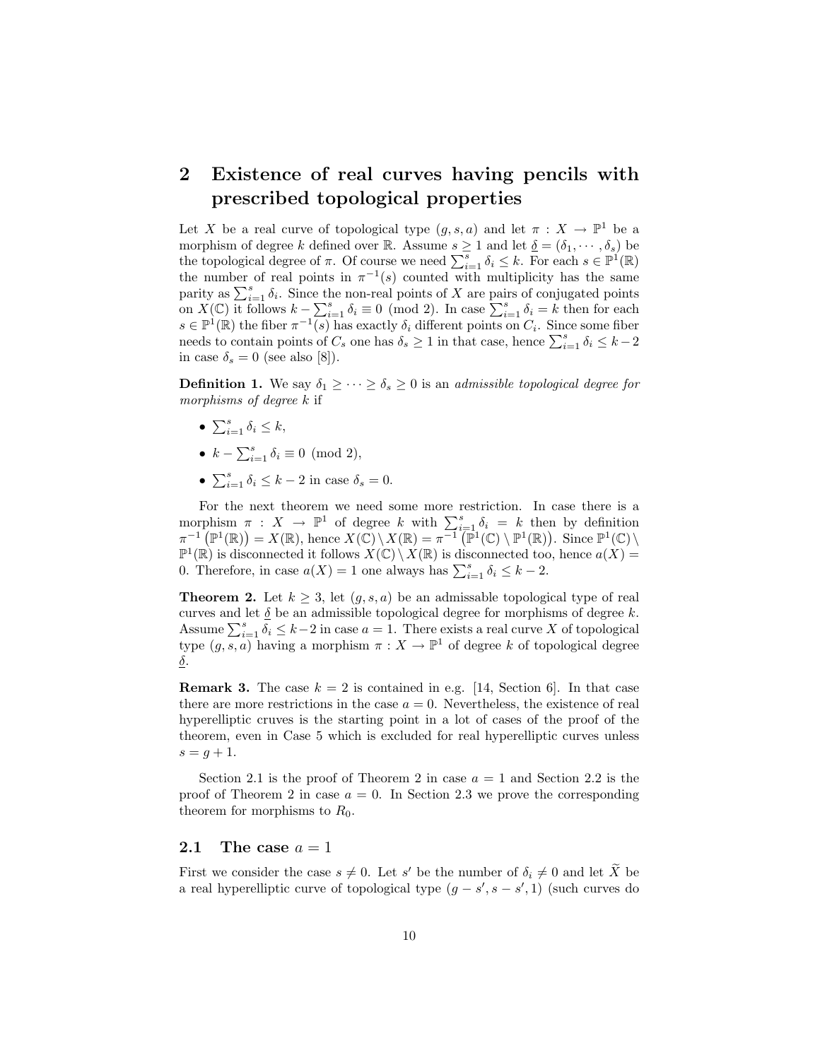## 2 Existence of real curves having pencils with prescribed topological properties

Let $X$ be a real curve of topological type $(g, s, a)$ and let $\pi : X \to \mathbb{P}^1$ be a morphism of degree $k$ defined over $\mathbb{R}$. Assume $s \geq 1$ and let $\underline{\delta} = (\delta_1, \cdots, \delta_s)$ be the topological degree of $\pi$. Of course we need $\sum_{i=1}^{s} \delta_i \leq k$. For each $s \in \mathbb{P}^1(\mathbb{R})$ the number of real points in $\pi^{-1}(s)$ counted with multiplicity has the same parity as $\sum_{i=1}^{s} \delta_i$. Since the non-real points of $X$ are pairs of conjugated points on $X(\mathbb{C})$ it follows $k - \sum_{i=1}^{s} \delta_i \equiv 0 \pmod 2$. In case $\sum_{i=1}^{s} \delta_i = k$ then for each $s \in \mathbb{P}^1(\mathbb{R})$ the fiber $\pi^{-1}(s)$ has exactly $\delta_i$ different points on $C_i$. Since some fiber needs to contain points of $C_s$ one has $\delta_s \geq 1$ in that case, hence $\sum_{i=1}^{s} \delta_i \leq k - 2$ in case $\delta_s = 0$ (see also [8]).

**Definition 1.** We say $\delta_1 \geq \cdots \geq \delta_s \geq 0$ is an *admissible topological degree for morphisms of degree $k$* if

- $\sum_{i=1}^{s} \delta_i \leq k$,
- $k - \sum_{i=1}^{s} \delta_i \equiv 0 \pmod 2$,
- $\sum_{i=1}^{s} \delta_i \leq k - 2$ in case $\delta_s = 0$.

For the next theorem we need some more restriction. In case there is a morphism $\pi : X \to \mathbb{P}^1$ of degree $k$ with $\sum_{i=1}^{s} \delta_i = k$ then by definition $\pi^{-1}\left(\mathbb{P}^1(\mathbb{R})\right) = X(\mathbb{R})$, hence $X(\mathbb{C}) \setminus X(\mathbb{R}) = \pi^{-1}\left(\mathbb{P}^1(\mathbb{C}) \setminus \mathbb{P}^1(\mathbb{R})\right)$. Since $\mathbb{P}^1(\mathbb{C}) \setminus \mathbb{P}^1(\mathbb{R})$ is disconnected it follows $X(\mathbb{C}) \setminus X(\mathbb{R})$ is disconnected too, hence $a(X) = 0$. Therefore, in case $a(X) = 1$ one always has $\sum_{i=1}^{s} \delta_i \leq k - 2$.

**Theorem 2.** *Let $k \geq 3$, let $(g, s, a)$ be an admissable topological type of real curves and let $\underline{\delta}$ be an admissible topological degree for morphisms of degree $k$. Assume $\sum_{i=1}^{s} \delta_i \leq k-2$ in case $a = 1$. There exists a real curve $X$ of topological type $(g, s, a)$ having a morphism $\pi : X \to \mathbb{P}^1$ of degree $k$ of topological degree $\underline{\delta}$.*

**Remark 3.** The case $k = 2$ is contained in e.g. [14, Section 6]. In that case there are more restrictions in the case $a = 0$. Nevertheless, the existence of real hyperelliptic cruves is the starting point in a lot of cases of the proof of the theorem, even in Case 5 which is excluded for real hyperelliptic curves unless $s = g + 1$.

Section 2.1 is the proof of Theorem 2 in case $a = 1$ and Section 2.2 is the proof of Theorem 2 in case $a = 0$. In Section 2.3 we prove the corresponding theorem for morphisms to $R_0$.

### 2.1 The case $a = 1$

First we consider the case $s \neq 0$. Let $s'$ be the number of $\delta_i \neq 0$ and let $\widetilde{X}$ be a real hyperelliptic curve of topological type $(g - s', s - s', 1)$ (such curves do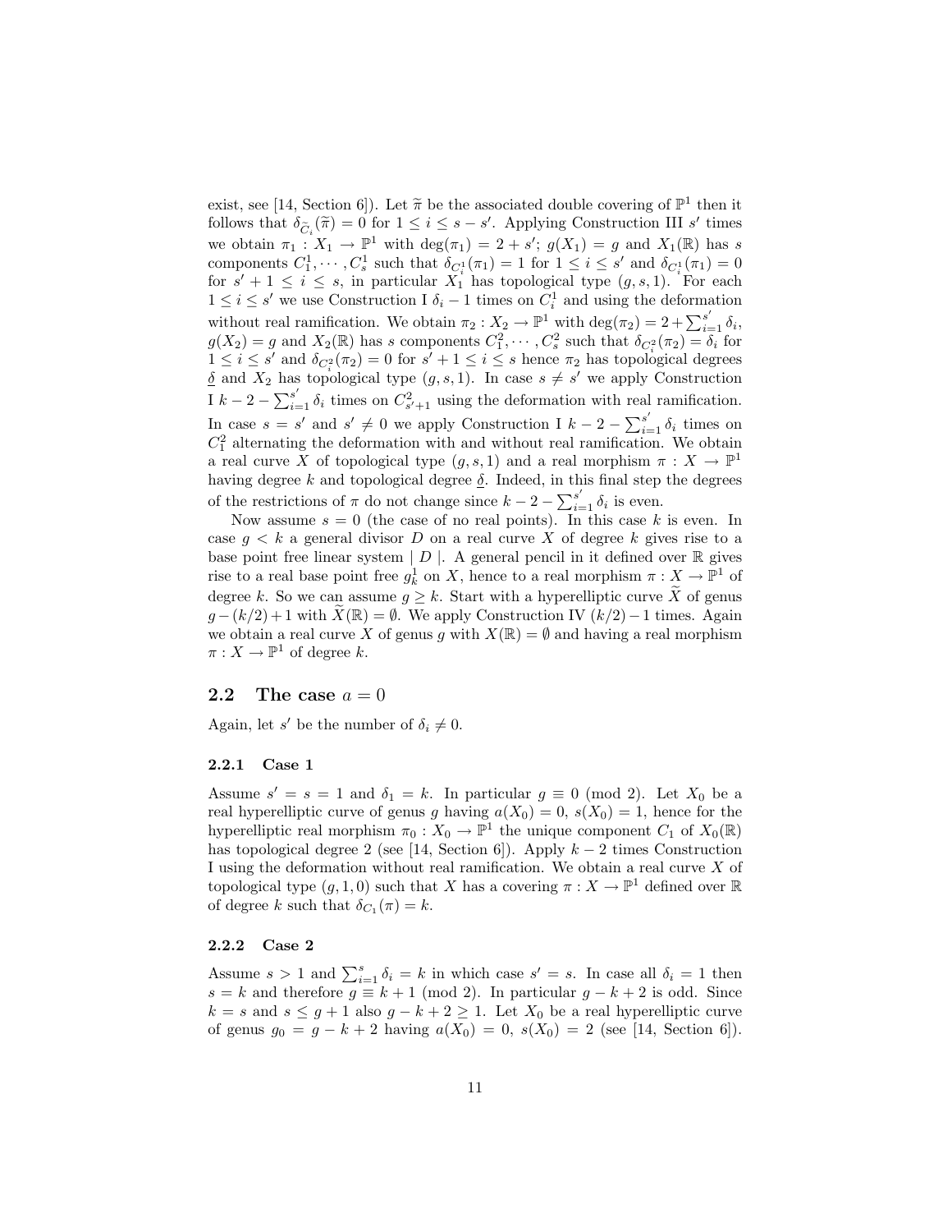exist, see [14, Section 6]). Let $\widetilde{\pi}$ be the associated double covering of $\mathbb{P}^1$ then it follows that $\delta_{\widetilde{C}_i}(\widetilde{\pi}) = 0$ for $1 \leq i \leq s - s'$. Applying Construction III $s'$ times we obtain $\pi_1 : X_1 \to \mathbb{P}^1$ with $\deg(\pi_1) = 2 + s'$; $g(X_1) = g$ and $X_1(\mathbb{R})$ has $s$ components $C_1^1, \cdots, C_s^1$ such that $\delta_{C_i^1}(\pi_1) = 1$ for $1 \leq i \leq s'$ and $\delta_{C_i^1}(\pi_1) = 0$ for $s' + 1 \leq i \leq s$, in particular $X_1$ has topological type $(g, s, 1)$. For each $1 \leq i \leq s'$ we use Construction I $\delta_i - 1$ times on $C_i^1$ and using the deformation without real ramification. We obtain $\pi_2 : X_2 \to \mathbb{P}^1$ with $\deg(\pi_2) = 2 + \sum_{i=1}^{s'} \delta_i$, $g(X_2) = g$ and $X_2(\mathbb{R})$ has $s$ components $C_1^2, \cdots, C_s^2$ such that $\delta_{C_i^2}(\pi_2) = \delta_i$ for $1 \leq i \leq s'$ and $\delta_{C_i^2}(\pi_2) = 0$ for $s' + 1 \leq i \leq s$ hence $\pi_2$ has topological degrees $\underline{\delta}$ and $X_2$ has topological type $(g, s, 1)$. In case $s \neq s'$ we apply Construction I $k - 2 - \sum_{i=1}^{s'} \delta_i$ times on $C_{s'+1}^2$ using the deformation with real ramification. In case $s = s'$ and $s' \neq 0$ we apply Construction I $k - 2 - \sum_{i=1}^{s'} \delta_i$ times on $C_1^2$ alternating the deformation with and without real ramification. We obtain a real curve $X$ of topological type $(g, s, 1)$ and a real morphism $\pi : X \to \mathbb{P}^1$ having degree $k$ and topological degree $\underline{\delta}$. Indeed, in this final step the degrees of the restrictions of $\pi$ do not change since $k - 2 - \sum_{i=1}^{s'} \delta_i$ is even.

Now assume $s = 0$ (the case of no real points). In this case $k$ is even. In case $g < k$ a general divisor $D$ on a real curve $X$ of degree $k$ gives rise to a base point free linear system $\mid D \mid$. A general pencil in it defined over $\mathbb{R}$ gives rise to a real base point free $g_k^1$ on $X$, hence to a real morphism $\pi : X \to \mathbb{P}^1$ of degree $k$. So we can assume $g \geq k$. Start with a hyperelliptic curve $\widetilde{X}$ of genus $g - (k/2) + 1$ with $\widetilde{X}(\mathbb{R}) = \emptyset$. We apply Construction IV $(k/2) - 1$ times. Again we obtain a real curve $X$ of genus $g$ with $X(\mathbb{R}) = \emptyset$ and having a real morphism $\pi : X \to \mathbb{P}^1$ of degree $k$.

## 2.2 The case $a = 0$

Again, let $s'$ be the number of $\delta_i \neq 0$.

### 2.2.1 Case 1

Assume $s' = s = 1$ and $\delta_1 = k$. In particular $g \equiv 0 \pmod 2$. Let $X_0$ be a real hyperelliptic curve of genus $g$ having $a(X_0) = 0$, $s(X_0) = 1$, hence for the hyperelliptic real morphism $\pi_0 : X_0 \to \mathbb{P}^1$ the unique component $C_1$ of $X_0(\mathbb{R})$ has topological degree 2 (see [14, Section 6]). Apply $k - 2$ times Construction I using the deformation without real ramification. We obtain a real curve $X$ of topological type $(g, 1, 0)$ such that $X$ has a covering $\pi : X \to \mathbb{P}^1$ defined over $\mathbb{R}$ of degree $k$ such that $\delta_{C_1}(\pi) = k$.

### 2.2.2 Case 2

Assume $s > 1$ and $\sum_{i=1}^{s} \delta_i = k$ in which case $s' = s$. In case all $\delta_i = 1$ then $s = k$ and therefore $g \equiv k + 1 \pmod 2$. In particular $g - k + 2$ is odd. Since $k = s$ and $s \leq g + 1$ also $g - k + 2 \geq 1$. Let $X_0$ be a real hyperelliptic curve of genus $g_0 = g - k + 2$ having $a(X_0) = 0$, $s(X_0) = 2$ (see [14, Section 6]).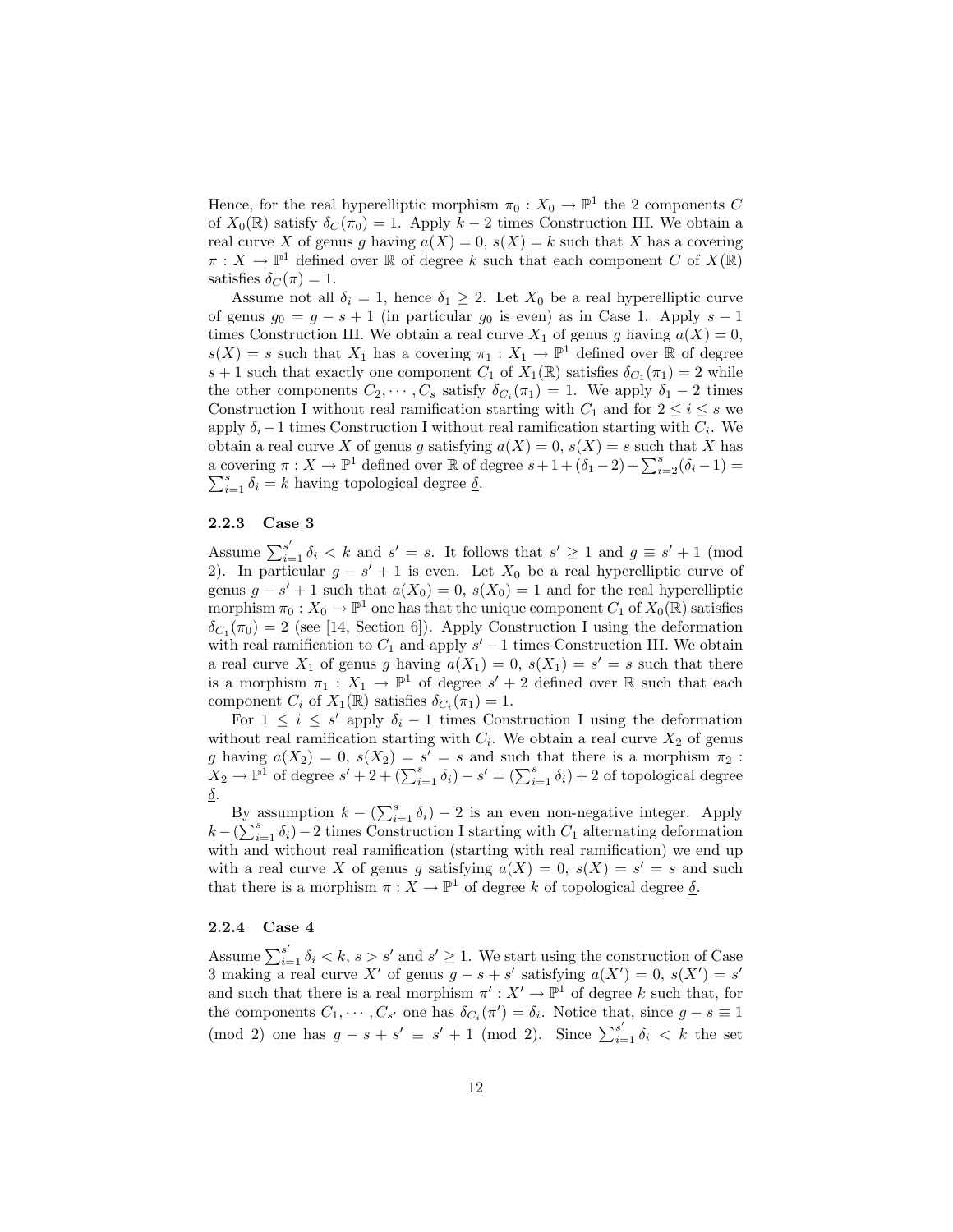Hence, for the real hyperelliptic morphism $\pi_0 : X_0 \to \mathbb{P}^1$ the 2 components $C$ of $X_0(\mathbb{R})$ satisfy $\delta_C(\pi_0) = 1$. Apply $k-2$ times Construction III. We obtain a real curve $X$ of genus $g$ having $a(X) = 0$, $s(X) = k$ such that $X$ has a covering $\pi : X \to \mathbb{P}^1$ defined over $\mathbb{R}$ of degree $k$ such that each component $C$ of $X(\mathbb{R})$ satisfies $\delta_C(\pi) = 1$.

Assume not all $\delta_i = 1$, hence $\delta_1 \geq 2$. Let $X_0$ be a real hyperelliptic curve of genus $g_0 = g - s + 1$ (in particular $g_0$ is even) as in Case 1. Apply $s-1$ times Construction III. We obtain a real curve $X_1$ of genus $g$ having $a(X) = 0$, $s(X) = s$ such that $X_1$ has a covering $\pi_1 : X_1 \to \mathbb{P}^1$ defined over $\mathbb{R}$ of degree $s+1$ such that exactly one component $C_1$ of $X_1(\mathbb{R})$ satisfies $\delta_{C_1}(\pi_1) = 2$ while the other components $C_2, \cdots, C_s$ satisfy $\delta_{C_i}(\pi_1) = 1$. We apply $\delta_1 - 2$ times Construction I without real ramification starting with $C_1$ and for $2 \leq i \leq s$ we apply $\delta_i - 1$ times Construction I without real ramification starting with $C_i$. We obtain a real curve $X$ of genus $g$ satisfying $a(X) = 0$, $s(X) = s$ such that $X$ has a covering $\pi : X \to \mathbb{P}^1$ defined over $\mathbb{R}$ of degree $s + 1 + (\delta_1 - 2) + \sum_{i=2}^{s}(\delta_i - 1) = \sum_{i=1}^{s} \delta_i = k$ having topological degree $\underline{\delta}$.

### 2.2.3 Case 3

Assume $\sum_{i=1}^{s'} \delta_i < k$ and $s' = s$. It follows that $s' \geq 1$ and $g \equiv s' + 1 \pmod 2$. In particular $g - s' + 1$ is even. Let $X_0$ be a real hyperelliptic curve of genus $g - s' + 1$ such that $a(X_0) = 0$, $s(X_0) = 1$ and for the real hyperelliptic morphism $\pi_0 : X_0 \to \mathbb{P}^1$ one has that the unique component $C_1$ of $X_0(\mathbb{R})$ satisfies $\delta_{C_1}(\pi_0) = 2$ (see [14, Section 6]). Apply Construction I using the deformation with real ramification to $C_1$ and apply $s' - 1$ times Construction III. We obtain a real curve $X_1$ of genus $g$ having $a(X_1) = 0$, $s(X_1) = s' = s$ such that there is a morphism $\pi_1 : X_1 \to \mathbb{P}^1$ of degree $s' + 2$ defined over $\mathbb{R}$ such that each component $C_i$ of $X_1(\mathbb{R})$ satisfies $\delta_{C_i}(\pi_1) = 1$.

For $1 \leq i \leq s'$ apply $\delta_i - 1$ times Construction I using the deformation without real ramification starting with $C_i$. We obtain a real curve $X_2$ of genus $g$ having $a(X_2) = 0$, $s(X_2) = s' = s$ and such that there is a morphism $\pi_2 : X_2 \to \mathbb{P}^1$ of degree $s' + 2 + (\sum_{i=1}^{s} \delta_i) - s' = (\sum_{i=1}^{s} \delta_i) + 2$ of topological degree $\underline{\delta}$.

By assumption $k - (\sum_{i=1}^{s} \delta_i) - 2$ is an even non-negative integer. Apply $k - (\sum_{i=1}^{s} \delta_i) - 2$ times Construction I starting with $C_1$ alternating deformation with and without real ramification (starting with real ramification) we end up with a real curve $X$ of genus $g$ satisfying $a(X) = 0$, $s(X) = s' = s$ and such that there is a morphism $\pi : X \to \mathbb{P}^1$ of degree $k$ of topological degree $\underline{\delta}$.

### 2.2.4 Case 4

Assume $\sum_{i=1}^{s'} \delta_i < k$, $s > s'$ and $s' \geq 1$. We start using the construction of Case 3 making a real curve $X'$ of genus $g - s + s'$ satisfying $a(X') = 0$, $s(X') = s'$ and such that there is a real morphism $\pi' : X' \to \mathbb{P}^1$ of degree $k$ such that, for the components $C_1, \cdots, C_{s'}$ one has $\delta_{C_i}(\pi') = \delta_i$. Notice that, since $g - s \equiv 1 \pmod 2$ one has $g - s + s' \equiv s' + 1 \pmod 2$. Since $\sum_{i=1}^{s'} \delta_i < k$ the set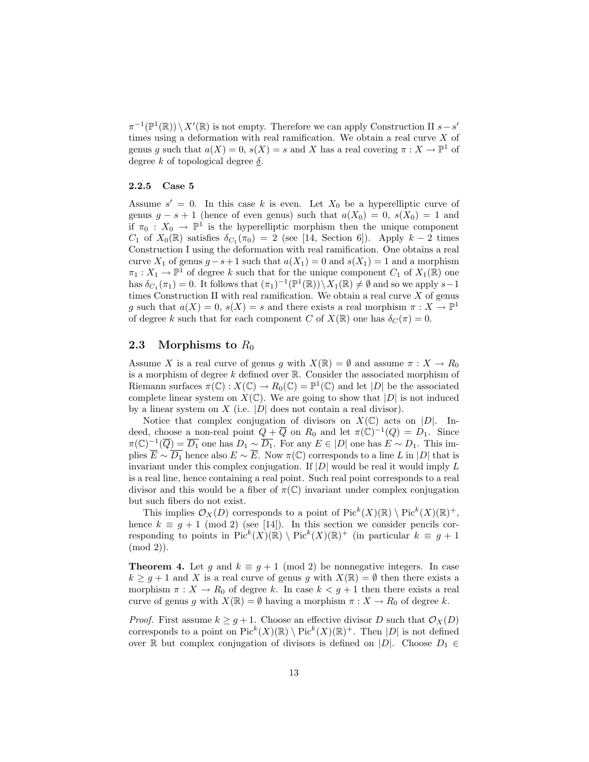$\pi^{-1}(\mathbb{P}^1(\mathbb{R})) \setminus X'(\mathbb{R})$ is not empty. Therefore we can apply Construction II $s - s'$ times using a deformation with real ramification. We obtain a real curve $X$ of genus $g$ such that $a(X) = 0$, $s(X) = s$ and $X$ has a real covering $\pi : X \to \mathbb{P}^1$ of degree $k$ of topological degree $\underline{\delta}$.

#### 2.2.5 Case 5

Assume $s' = 0$. In this case $k$ is even. Let $X_0$ be a hyperelliptic curve of genus $g - s + 1$ (hence of even genus) such that $a(X_0) = 0$, $s(X_0) = 1$ and if $\pi_0 : X_0 \to \mathbb{P}^1$ is the hyperelliptic morphism then the unique component $C_1$ of $X_0(\mathbb{R})$ satisfies $\delta_{C_1}(\pi_0) = 2$ (see [14, Section 6]). Apply $k - 2$ times Construction I using the deformation with real ramification. One obtains a real curve $X_1$ of genus $g - s + 1$ such that $a(X_1) = 0$ and $s(X_1) = 1$ and a morphism $\pi_1 : X_1 \to \mathbb{P}^1$ of degree $k$ such that for the unique component $C_1$ of $X_1(\mathbb{R})$ one has $\delta_{C_1}(\pi_1) = 0$. It follows that $(\pi_1)^{-1}(\mathbb{P}^1(\mathbb{R})) \setminus X_1(\mathbb{R}) \neq \emptyset$ and so we apply $s - 1$ times Construction II with real ramification. We obtain a real curve $X$ of genus $g$ such that $a(X) = 0$, $s(X) = s$ and there exists a real morphism $\pi : X \to \mathbb{P}^1$ of degree $k$ such that for each component $C$ of $X(\mathbb{R})$ one has $\delta_C(\pi) = 0$.

### 2.3 Morphisms to $R_0$

Assume $X$ is a real curve of genus $g$ with $X(\mathbb{R}) = \emptyset$ and assume $\pi : X \to R_0$ is a morphism of degree $k$ defined over $\mathbb{R}$. Consider the associated morphism of Riemann surfaces $\pi(\mathbb{C}) : X(\mathbb{C}) \to R_0(\mathbb{C}) = \mathbb{P}^1(\mathbb{C})$ and let $|D|$ be the associated complete linear system on $X(\mathbb{C})$. We are going to show that $|D|$ is not induced by a linear system on $X$ (i.e. $|D|$ does not contain a real divisor).

Notice that complex conjugation of divisors on $X(\mathbb{C})$ acts on $|D|$. Indeed, choose a non-real point $Q + \overline{Q}$ on $R_0$ and let $\pi(\mathbb{C})^{-1}(Q) = D_1$. Since $\pi(\mathbb{C})^{-1}(\overline{Q}) = \overline{D_1}$ one has $D_1 \sim \overline{D_1}$. For any $E \in |D|$ one has $E \sim D_1$. This implies $\overline{E} \sim \overline{D_1}$ hence also $E \sim \overline{E}$. Now $\pi(\mathbb{C})$ corresponds to a line $L$ in $|D|$ that is invariant under this complex conjugation. If $|D|$ would be real it would imply $L$ is a real line, hence containing a real point. Such real point corresponds to a real divisor and this would be a fiber of $\pi(\mathbb{C})$ invariant under complex conjugation but such fibers do not exist.

This implies $\mathcal{O}_X(D)$ corresponds to a point of $\mathrm{Pic}^k(X)(\mathbb{R}) \setminus \mathrm{Pic}^k(X)(\mathbb{R})^+$, hence $k \equiv g + 1 \pmod 2$ (see [14]). In this section we consider pencils corresponding to points in $\mathrm{Pic}^k(X)(\mathbb{R}) \setminus \mathrm{Pic}^k(X)(\mathbb{R})^+$ (in particular $k \equiv g + 1 \pmod 2$).

**Theorem 4.** Let $g$ and $k \equiv g + 1 \pmod 2$ be nonnegative integers. In case $k \geq g + 1$ and $X$ is a real curve of genus $g$ with $X(\mathbb{R}) = \emptyset$ then there exists a morphism $\pi : X \to R_0$ of degree $k$. In case $k < g + 1$ then there exists a real curve of genus $g$ with $X(\mathbb{R}) = \emptyset$ having a morphism $\pi : X \to R_0$ of degree $k$.

*Proof.* First assume $k \geq g + 1$. Choose an effective divisor $D$ such that $\mathcal{O}_X(D)$ corresponds to a point on $\mathrm{Pic}^k(X)(\mathbb{R}) \setminus \mathrm{Pic}^k(X)(\mathbb{R})^+$. Then $|D|$ is not defined over $\mathbb{R}$ but complex conjugation of divisors is defined on $|D|$. Choose $D_1 \in$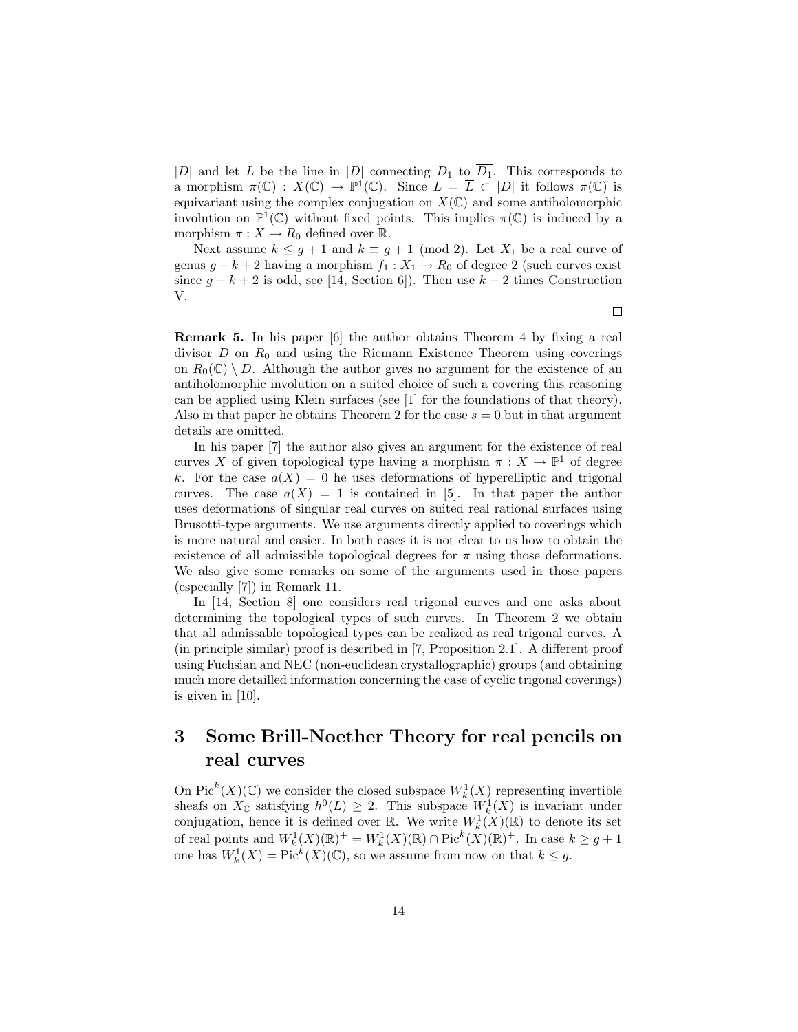$|D|$ and let $L$ be the line in $|D|$ connecting $D_1$ to $\overline{D_1}$. This corresponds to a morphism $\pi(\mathbb{C}) : X(\mathbb{C}) \to \mathbb{P}^1(\mathbb{C})$. Since $L = \overline{L} \subset |D|$ it follows $\pi(\mathbb{C})$ is equivariant using the complex conjugation on $X(\mathbb{C})$ and some antiholomorphic involution on $\mathbb{P}^1(\mathbb{C})$ without fixed points. This implies $\pi(\mathbb{C})$ is induced by a morphism $\pi : X \to R_0$ defined over $\mathbb{R}$.

Next assume $k \leq g+1$ and $k \equiv g+1 \pmod 2$. Let $X_1$ be a real curve of genus $g-k+2$ having a morphism $f_1 : X_1 \to R_0$ of degree 2 (such curves exist since $g-k+2$ is odd, see [14, Section 6]). Then use $k-2$ times Construction V.

$\square$

**Remark 5.** In his paper [6] the author obtains Theorem 4 by fixing a real divisor $D$ on $R_0$ and using the Riemann Existence Theorem using coverings on $R_0(\mathbb{C}) \setminus D$. Although the author gives no argument for the existence of an antiholomorphic involution on a suited choice of such a covering this reasoning can be applied using Klein surfaces (see [1] for the foundations of that theory). Also in that paper he obtains Theorem 2 for the case $s=0$ but in that argument details are omitted.

In his paper [7] the author also gives an argument for the existence of real curves $X$ of given topological type having a morphism $\pi : X \to \mathbb{P}^1$ of degree $k$. For the case $a(X) = 0$ he uses deformations of hyperelliptic and trigonal curves. The case $a(X) = 1$ is contained in [5]. In that paper the author uses deformations of singular real curves on suited real rational surfaces using Brusotti-type arguments. We use arguments directly applied to coverings which is more natural and easier. In both cases it is not clear to us how to obtain the existence of all admissible topological degrees for $\pi$ using those deformations. We also give some remarks on some of the arguments used in those papers (especially [7]) in Remark 11.

In [14, Section 8] one considers real trigonal curves and one asks about determining the topological types of such curves. In Theorem 2 we obtain that all admissable topological types can be realized as real trigonal curves. A (in principle similar) proof is described in [7, Proposition 2.1]. A different proof using Fuchsian and NEC (non-euclidean crystallographic) groups (and obtaining much more detailled information concerning the case of cyclic trigonal coverings) is given in [10].

# 3 Some Brill-Noether Theory for real pencils on real curves

On $\mathrm{Pic}^k(X)(\mathbb{C})$ we consider the closed subspace $W^1_k(X)$ representing invertible sheafs on $X_{\mathbb{C}}$ satisfying $h^0(L) \geq 2$. This subspace $W^1_k(X)$ is invariant under conjugation, hence it is defined over $\mathbb{R}$. We write $W^1_k(X)(\mathbb{R})$ to denote its set of real points and $W^1_k(X)(\mathbb{R})^+ = W^1_k(X)(\mathbb{R}) \cap \mathrm{Pic}^k(X)(\mathbb{R})^+$. In case $k \geq g+1$ one has $W^1_k(X) = \mathrm{Pic}^k(X)(\mathbb{C})$, so we assume from now on that $k \leq g$.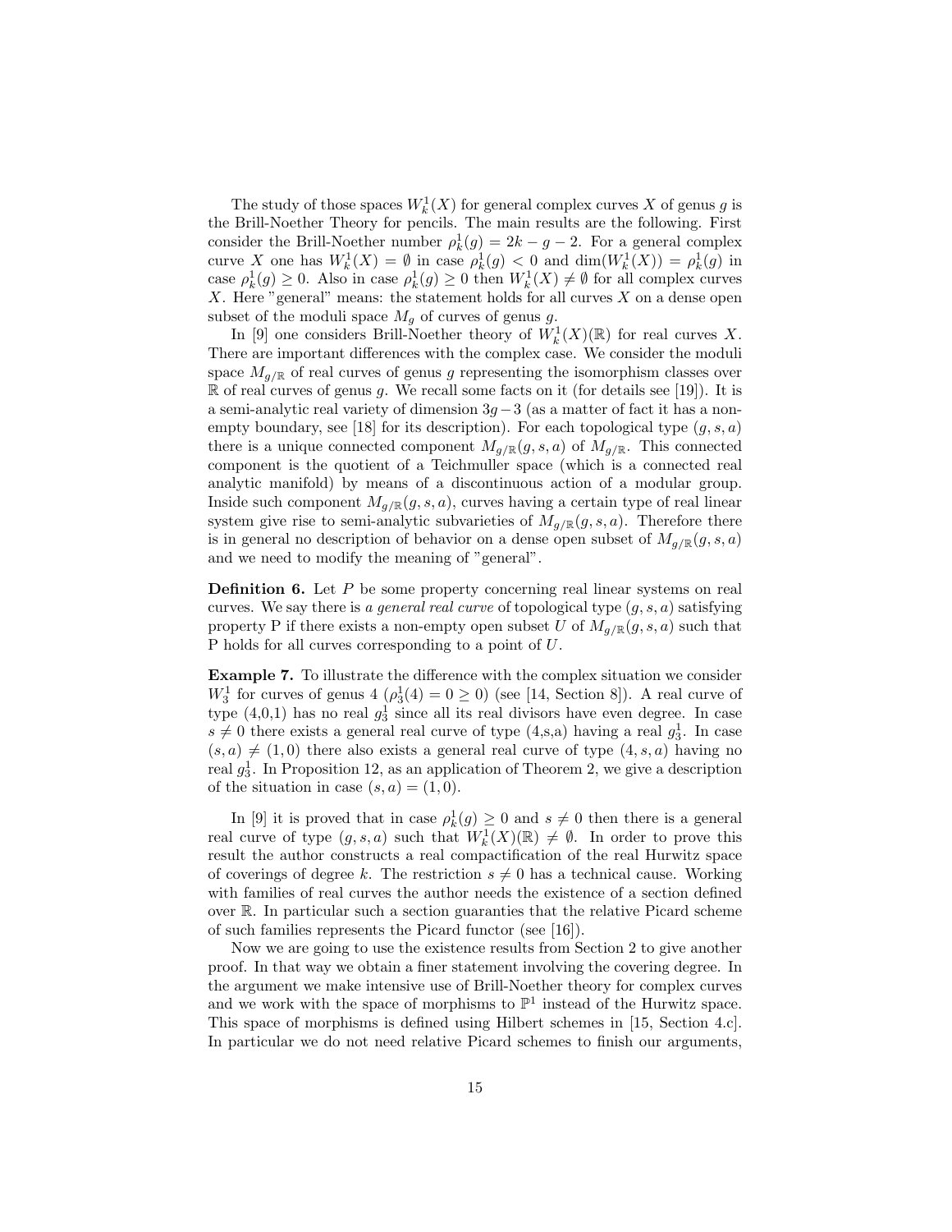The study of those spaces $W^1_k(X)$ for general complex curves $X$ of genus $g$ is the Brill-Noether Theory for pencils. The main results are the following. First consider the Brill-Noether number $\rho^1_k(g) = 2k - g - 2$. For a general complex curve $X$ one has $W^1_k(X) = \emptyset$ in case $\rho^1_k(g) < 0$ and $\dim(W^1_k(X)) = \rho^1_k(g)$ in case $\rho^1_k(g) \geq 0$. Also in case $\rho^1_k(g) \geq 0$ then $W^1_k(X) \neq \emptyset$ for all complex curves $X$. Here "general" means: the statement holds for all curves $X$ on a dense open subset of the moduli space $M_g$ of curves of genus $g$.

In [9] one considers Brill-Noether theory of $W^1_k(X)(\mathbb{R})$ for real curves $X$. There are important differences with the complex case. We consider the moduli space $M_{g/\mathbb{R}}$ of real curves of genus $g$ representing the isomorphism classes over $\mathbb{R}$ of real curves of genus $g$. We recall some facts on it (for details see [19]). It is a semi-analytic real variety of dimension $3g-3$ (as a matter of fact it has a non-empty boundary, see [18] for its description). For each topological type $(g, s, a)$ there is a unique connected component $M_{g/\mathbb{R}}(g, s, a)$ of $M_{g/\mathbb{R}}$. This connected component is the quotient of a Teichmuller space (which is a connected real analytic manifold) by means of a discontinuous action of a modular group. Inside such component $M_{g/\mathbb{R}}(g, s, a)$, curves having a certain type of real linear system give rise to semi-analytic subvarieties of $M_{g/\mathbb{R}}(g, s, a)$. Therefore there is in general no description of behavior on a dense open subset of $M_{g/\mathbb{R}}(g, s, a)$ and we need to modify the meaning of "general".

**Definition 6.** Let $P$ be some property concerning real linear systems on real curves. We say there is *a general real curve* of topological type $(g, s, a)$ satisfying property P if there exists a non-empty open subset $U$ of $M_{g/\mathbb{R}}(g, s, a)$ such that P holds for all curves corresponding to a point of $U$.

**Example 7.** To illustrate the difference with the complex situation we consider $W^1_3$ for curves of genus 4 ($\rho^1_3(4) = 0 \geq 0$) (see [14, Section 8]). A real curve of type (4,0,1) has no real $g^1_3$ since all its real divisors have even degree. In case $s \neq 0$ there exists a general real curve of type (4,s,a) having a real $g^1_3$. In case $(s, a) \neq (1, 0)$ there also exists a general real curve of type $(4, s, a)$ having no real $g^1_3$. In Proposition 12, as an application of Theorem 2, we give a description of the situation in case $(s, a) = (1, 0)$.

In [9] it is proved that in case $\rho^1_k(g) \geq 0$ and $s \neq 0$ then there is a general real curve of type $(g, s, a)$ such that $W^1_k(X)(\mathbb{R}) \neq \emptyset$. In order to prove this result the author constructs a real compactification of the real Hurwitz space of coverings of degree $k$. The restriction $s \neq 0$ has a technical cause. Working with families of real curves the author needs the existence of a section defined over $\mathbb{R}$. In particular such a section guaranties that the relative Picard scheme of such families represents the Picard functor (see [16]).

Now we are going to use the existence results from Section 2 to give another proof. In that way we obtain a finer statement involving the covering degree. In the argument we make intensive use of Brill-Noether theory for complex curves and we work with the space of morphisms to $\mathbb{P}^1$ instead of the Hurwitz space. This space of morphisms is defined using Hilbert schemes in [15, Section 4.c]. In particular we do not need relative Picard schemes to finish our arguments,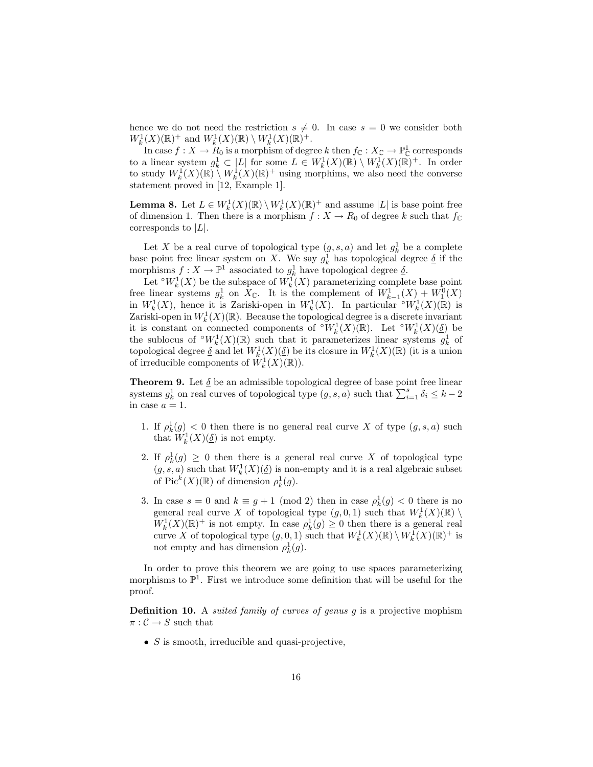hence we do not need the restriction $s \neq 0$. In case $s = 0$ we consider both $W^1_k(X)(\mathbb{R})^+$ and $W^1_k(X)(\mathbb{R}) \setminus W^1_k(X)(\mathbb{R})^+$.

In case $f : X \to R_0$ is a morphism of degree $k$ then $f_{\mathbb{C}} : X_{\mathbb{C}} \to \mathbb{P}^1_{\mathbb{C}}$ corresponds to a linear system $g^1_k \subset |L|$ for some $L \in W^1_k(X)(\mathbb{R}) \setminus W^1_k(X)(\mathbb{R})^+$. In order to study $W^1_k(X)(\mathbb{R}) \setminus W^1_k(X)(\mathbb{R})^+$ using morphims, we also need the converse statement proved in [12, Example 1].

**Lemma 8.** Let $L \in W^1_k(X)(\mathbb{R}) \setminus W^1_k(X)(\mathbb{R})^+$ and assume $|L|$ is base point free of dimension 1. Then there is a morphism $f : X \to R_0$ of degree $k$ such that $f_{\mathbb{C}}$ corresponds to $|L|$.

Let $X$ be a real curve of topological type $(g, s, a)$ and let $g^1_k$ be a complete base point free linear system on $X$. We say $g^1_k$ has topological degree $\underline{\delta}$ if the morphisms $f : X \to \mathbb{P}^1$ associated to $g^1_k$ have topological degree $\underline{\delta}$.

Let ${}^\circ W^1_k(X)$ be the subspace of $W^1_k(X)$ parameterizing complete base point free linear systems $g^1_k$ on $X_{\mathbb{C}}$. It is the complement of $W^1_{k-1}(X) + W^0_1(X)$ in $W^1_k(X)$, hence it is Zariski-open in $W^1_k(X)$. In particular ${}^\circ W^1_k(X)(\mathbb{R})$ is Zariski-open in $W^1_k(X)(\mathbb{R})$. Because the topological degree is a discrete invariant it is constant on connected components of ${}^\circ W^1_k(X)(\mathbb{R})$. Let ${}^\circ W^1_k(X)(\underline{\delta})$ be the sublocus of ${}^\circ W^1_k(X)(\mathbb{R})$ such that it parameterizes linear systems $g^1_k$ of topological degree $\underline{\delta}$ and let $W^1_k(X)(\underline{\delta})$ be its closure in $W^1_k(X)(\mathbb{R})$ (it is a union of irreducible components of $W^1_k(X)(\mathbb{R})$).

**Theorem 9.** Let $\underline{\delta}$ be an admissible topological degree of base point free linear systems $g^1_k$ on real curves of topological type $(g, s, a)$ such that $\sum_{i=1}^{s} \delta_i \leq k - 2$ in case $a = 1$.

1. If $\rho^1_k(g) < 0$ then there is no general real curve $X$ of type $(g, s, a)$ such that $W^1_k(X)(\underline{\delta})$ is not empty.
2. If $\rho^1_k(g) \geq 0$ then there is a general real curve $X$ of topological type $(g, s, a)$ such that $W^1_k(X)(\underline{\delta})$ is non-empty and it is a real algebraic subset of $\operatorname{Pic}^k(X)(\mathbb{R})$ of dimension $\rho^1_k(g)$.
3. In case $s = 0$ and $k \equiv g + 1 \pmod 2$ then in case $\rho^1_k(g) < 0$ there is no general real curve $X$ of topological type $(g, 0, 1)$ such that $W^1_k(X)(\mathbb{R}) \setminus W^1_k(X)(\mathbb{R})^+$ is not empty. In case $\rho^1_k(g) \geq 0$ then there is a general real curve $X$ of topological type $(g, 0, 1)$ such that $W^1_k(X)(\mathbb{R}) \setminus W^1_k(X)(\mathbb{R})^+$ is not empty and has dimension $\rho^1_k(g)$.

In order to prove this theorem we are going to use spaces parameterizing morphisms to $\mathbb{P}^1$. First we introduce some definition that will be useful for the proof.

**Definition 10.** A *suited family of curves of genus $g$* is a projective mophism $\pi : \mathcal{C} \to S$ such that

- $S$ is smooth, irreducible and quasi-projective,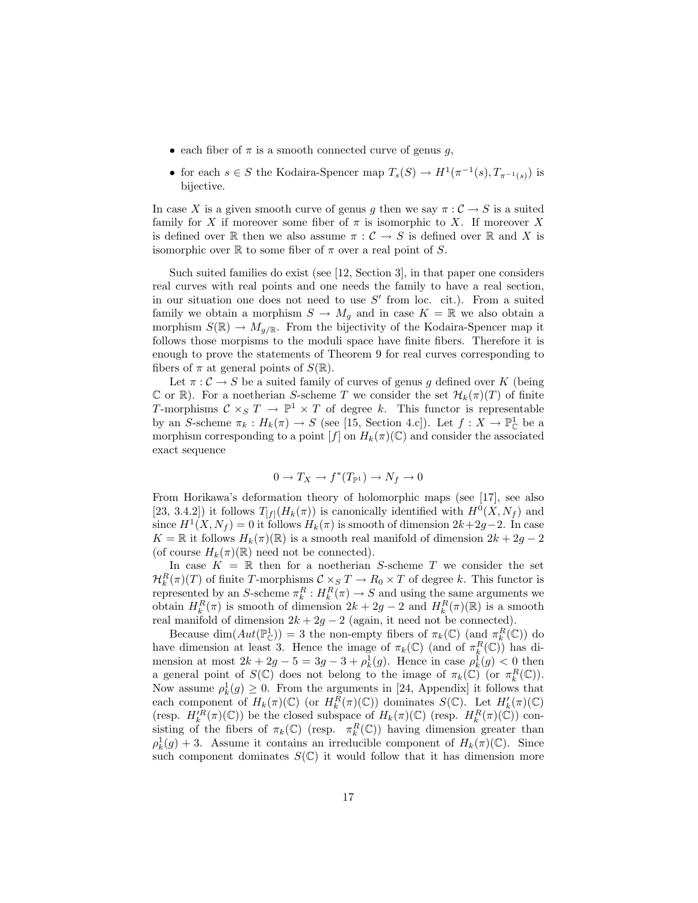- each fiber of $\pi$ is a smooth connected curve of genus $g$,
- for each $s \in S$ the Kodaira-Spencer map $T_s(S) \to H^1(\pi^{-1}(s), T_{\pi^{-1}(s)})$ is bijective.

In case $X$ is a given smooth curve of genus $g$ then we say $\pi : \mathcal{C} \to S$ is a suited family for $X$ if moreover some fiber of $\pi$ is isomorphic to $X$. If moreover $X$ is defined over $\mathbb{R}$ then we also assume $\pi : \mathcal{C} \to S$ is defined over $\mathbb{R}$ and $X$ is isomorphic over $\mathbb{R}$ to some fiber of $\pi$ over a real point of $S$.

Such suited families do exist (see [12, Section 3], in that paper one considers real curves with real points and one needs the family to have a real section, in our situation one does not need to use $S'$ from loc. cit.). From a suited family we obtain a morphism $S \to M_g$ and in case $K = \mathbb{R}$ we also obtain a morphism $S(\mathbb{R}) \to M_{g/\mathbb{R}}$. From the bijectivity of the Kodaira-Spencer map it follows those morpisms to the moduli space have finite fibers. Therefore it is enough to prove the statements of Theorem 9 for real curves corresponding to fibers of $\pi$ at general points of $S(\mathbb{R})$.

Let $\pi : \mathcal{C} \to S$ be a suited family of curves of genus $g$ defined over $K$ (being $\mathbb{C}$ or $\mathbb{R}$). For a noetherian $S$-scheme $T$ we consider the set $\mathcal{H}_k(\pi)(T)$ of finite $T$-morphisms $\mathcal{C} \times_S T \to \mathbb{P}^1 \times T$ of degree $k$. This functor is representable by an $S$-scheme $\pi_k : H_k(\pi) \to S$ (see [15, Section 4.c]). Let $f : X \to \mathbb{P}^1_{\mathbb{C}}$ be a morphism corresponding to a point $[f]$ on $H_k(\pi)(\mathbb{C})$ and consider the associated exact sequence

$$0 \to T_X \to f^*(T_{\mathbb{P}^1}) \to N_f \to 0$$

From Horikawa's deformation theory of holomorphic maps (see [17], see also [23, 3.4.2]) it follows $T_{[f]}(H_k(\pi))$ is canonically identified with $H^0(X, N_f)$ and since $H^1(X, N_f) = 0$ it follows $H_k(\pi)$ is smooth of dimension $2k+2g-2$. In case $K = \mathbb{R}$ it follows $H_k(\pi)(\mathbb{R})$ is a smooth real manifold of dimension $2k + 2g - 2$ (of course $H_k(\pi)(\mathbb{R})$ need not be connected).

In case $K = \mathbb{R}$ then for a noetherian $S$-scheme $T$ we consider the set $\mathcal{H}^R_k(\pi)(T)$ of finite $T$-morphisms $\mathcal{C} \times_S T \to R_0 \times T$ of degree $k$. This functor is represented by an $S$-scheme $\pi^R_k : H^R_k(\pi) \to S$ and using the same arguments we obtain $H^R_k(\pi)$ is smooth of dimension $2k + 2g - 2$ and $H^R_k(\pi)(\mathbb{R})$ is a smooth real manifold of dimension $2k + 2g - 2$ (again, it need not be connected).

Because $\dim(Aut(\mathbb{P}^1_{\mathbb{C}})) = 3$ the non-empty fibers of $\pi_k(\mathbb{C})$ (and $\pi^R_k(\mathbb{C})$) do have dimension at least 3. Hence the image of $\pi_k(\mathbb{C})$ (and of $\pi^R_k(\mathbb{C})$) has dimension at most $2k + 2g - 5 = 3g - 3 + \rho^1_k(g)$. Hence in case $\rho^1_k(g) < 0$ then a general point of $S(\mathbb{C})$ does not belong to the image of $\pi_k(\mathbb{C})$ (or $\pi^R_k(\mathbb{C})$). Now assume $\rho^1_k(g) \geq 0$. From the arguments in [24, Appendix] it follows that each component of $H_k(\pi)(\mathbb{C})$ (or $H^R_k(\pi)(\mathbb{C})$) dominates $S(\mathbb{C})$. Let $H'_k(\pi)(\mathbb{C})$ (resp. $H'^R_k(\pi)(\mathbb{C})$) be the closed subspace of $H_k(\pi)(\mathbb{C})$ (resp. $H^R_k(\pi)(\mathbb{C})$) consisting of the fibers of $\pi_k(\mathbb{C})$ (resp. $\pi^R_k(\mathbb{C})$) having dimension greater than $\rho^1_k(g) + 3$. Assume it contains an irreducible component of $H_k(\pi)(\mathbb{C})$. Since such component dominates $S(\mathbb{C})$ it would follow that it has dimension more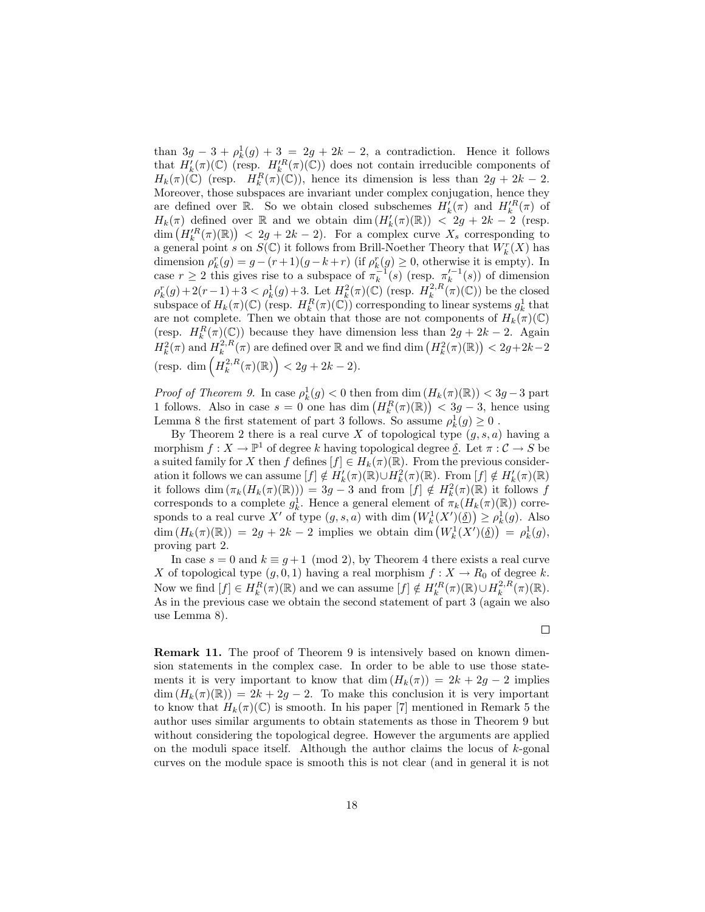than $3g-3+\rho^1_k(g)+3 = 2g+2k-2$, a contradiction. Hence it follows that $H'_k(\pi)(\mathbb{C})$ (resp. $H'^R_k(\pi)(\mathbb{C})$) does not contain irreducible components of $H_k(\pi)(\mathbb{C})$ (resp. $H^R_k(\pi)(\mathbb{C})$), hence its dimension is less than $2g+2k-2$. Moreover, those subspaces are invariant under complex conjugation, hence they are defined over $\mathbb{R}$. So we obtain closed subschemes $H'_k(\pi)$ and $H'^R_k(\pi)$ of $H_k(\pi)$ defined over $\mathbb{R}$ and we obtain $\dim(H'_k(\pi)(\mathbb{R})) < 2g+2k-2$ (resp. $\dim\left(H'^R_k(\pi)(\mathbb{R})\right) < 2g+2k-2$). For a complex curve $X_s$ corresponding to a general point $s$ on $S(\mathbb{C})$ it follows from Brill-Noether Theory that $W^r_k(X)$ has dimension $\rho^r_k(g) = g-(r+1)(g-k+r)$ (if $\rho^r_k(g)\geq 0$, otherwise it is empty). In case $r\geq 2$ this gives rise to a subspace of $\pi_k^{-1}(s)$ (resp. $\pi_k'^{-1}(s)$) of dimension $\rho^r_k(g)+2(r-1)+3 < \rho^1_k(g)+3$. Let $H^2_k(\pi)(\mathbb{C})$ (resp. $H^{2,R}_k(\pi)(\mathbb{C})$) be the closed subspace of $H_k(\pi)(\mathbb{C})$ (resp. $H^R_k(\pi)(\mathbb{C})$) corresponding to linear systems $g^1_k$ that are not complete. Then we obtain that those are not components of $H_k(\pi)(\mathbb{C})$ (resp. $H^R_k(\pi)(\mathbb{C})$) because they have dimension less than $2g+2k-2$. Again $H^2_k(\pi)$ and $H^{2,R}_k(\pi)$ are defined over $\mathbb{R}$ and we find $\dim\left(H^2_k(\pi)(\mathbb{R})\right) < 2g+2k-2$ (resp. $\dim\left(H^{2,R}_k(\pi)(\mathbb{R})\right) < 2g+2k-2$).

*Proof of Theorem 9.* In case $\rho^1_k(g)<0$ then from $\dim(H_k(\pi)(\mathbb{R})) < 3g-3$ part 1 follows. Also in case $s=0$ one has $\dim\left(H^R_k(\pi)(\mathbb{R})\right) < 3g-3$, hence using Lemma 8 the first statement of part 3 follows. So assume $\rho^1_k(g)\geq 0$ .

By Theorem 2 there is a real curve $X$ of topological type $(g,s,a)$ having a morphism $f: X\rightarrow \mathbb{P}^1$ of degree $k$ having topological degree $\underline{\delta}$. Let $\pi:\mathcal{C}\rightarrow S$ be a suited family for $X$ then $f$ defines $[f]\in H_k(\pi)(\mathbb{R})$. From the previous consideration it follows we can assume $[f]\notin H'_k(\pi)(\mathbb{R})\cup H^2_k(\pi)(\mathbb{R})$. From $[f]\notin H'_k(\pi)(\mathbb{R})$ it follows $\dim(\pi_k(H_k(\pi)(\mathbb{R}))) = 3g-3$ and from $[f]\notin H^2_k(\pi)(\mathbb{R})$ it follows $f$ corresponds to a complete $g^1_k$. Hence a general element of $\pi_k(H_k(\pi)(\mathbb{R}))$ corresponds to a real curve $X'$ of type $(g,s,a)$ with $\dim\left(W^1_k(X')(\underline{\delta})\right)\geq \rho^1_k(g)$. Also $\dim(H_k(\pi)(\mathbb{R})) = 2g+2k-2$ implies we obtain $\dim\left(W^1_k(X')(\underline{\delta})\right) = \rho^1_k(g)$, proving part 2.

In case $s=0$ and $k\equiv g+1 \pmod 2$, by Theorem 4 there exists a real curve $X$ of topological type $(g,0,1)$ having a real morphism $f: X\rightarrow R_0$ of degree $k$. Now we find $[f]\in H^R_k(\pi)(\mathbb{R})$ and we can assume $[f]\notin H'^R_k(\pi)(\mathbb{R})\cup H^{2,R}_k(\pi)(\mathbb{R})$. As in the previous case we obtain the second statement of part 3 (again we also use Lemma 8).

□

**Remark 11.** The proof of Theorem 9 is intensively based on known dimension statements in the complex case. In order to be able to use those statements it is very important to know that $\dim(H_k(\pi)) = 2k+2g-2$ implies $\dim(H_k(\pi)(\mathbb{R})) = 2k+2g-2$. To make this conclusion it is very important to know that $H_k(\pi)(\mathbb{C})$ is smooth. In his paper [7] mentioned in Remark 5 the author uses similar arguments to obtain statements as those in Theorem 9 but without considering the topological degree. However the arguments are applied on the moduli space itself. Although the author claims the locus of $k$-gonal curves on the module space is smooth this is not clear (and in general it is not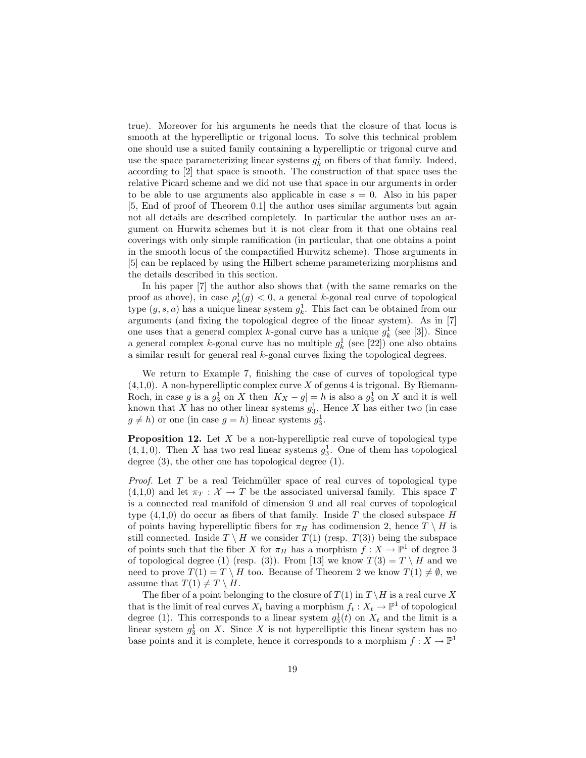true). Moreover for his arguments he needs that the closure of that locus is smooth at the hyperelliptic or trigonal locus. To solve this technical problem one should use a suited family containing a hyperelliptic or trigonal curve and use the space parameterizing linear systems $g^1_k$ on fibers of that family. Indeed, according to [2] that space is smooth. The construction of that space uses the relative Picard scheme and we did not use that space in our arguments in order to be able to use arguments also applicable in case $s = 0$. Also in his paper [5, End of proof of Theorem 0.1] the author uses similar arguments but again not all details are described completely. In particular the author uses an argument on Hurwitz schemes but it is not clear from it that one obtains real coverings with only simple ramification (in particular, that one obtains a point in the smooth locus of the compactified Hurwitz scheme). Those arguments in [5] can be replaced by using the Hilbert scheme parameterizing morphisms and the details described in this section.

In his paper [7] the author also shows that (with the same remarks on the proof as above), in case $\rho^1_k(g) < 0$, a general $k$-gonal real curve of topological type $(g, s, a)$ has a unique linear system $g^1_k$. This fact can be obtained from our arguments (and fixing the topological degree of the linear system). As in [7] one uses that a general complex $k$-gonal curve has a unique $g^1_k$ (see [3]). Since a general complex $k$-gonal curve has no multiple $g^1_k$ (see [22]) one also obtains a similar result for general real $k$-gonal curves fixing the topological degrees.

We return to Example 7, finishing the case of curves of topological type (4,1,0). A non-hyperelliptic complex curve $X$ of genus 4 is trigonal. By Riemann-Roch, in case $g$ is a $g^1_3$ on $X$ then $|K_X - g| = h$ is also a $g^1_3$ on $X$ and it is well known that $X$ has no other linear systems $g^1_3$. Hence $X$ has either two (in case $g \neq h$) or one (in case $g = h$) linear systems $g^1_3$.

**Proposition 12.** *Let $X$ be a non-hyperelliptic real curve of topological type $(4, 1, 0)$. Then $X$ has two real linear systems $g^1_3$. One of them has topological degree (3), the other one has topological degree (1).*

*Proof.* Let $T$ be a real Teichmüller space of real curves of topological type (4,1,0) and let $\pi_T : \mathcal{X} \to T$ be the associated universal family. This space $T$ is a connected real manifold of dimension 9 and all real curves of topological type (4,1,0) do occur as fibers of that family. Inside $T$ the closed subspace $H$ of points having hyperelliptic fibers for $\pi_H$ has codimension 2, hence $T \setminus H$ is still connected. Inside $T \setminus H$ we consider $T(1)$ (resp. $T(3)$) being the subspace of points such that the fiber $X$ for $\pi_H$ has a morphism $f : X \to \mathbb{P}^1$ of degree 3 of topological degree (1) (resp. (3)). From [13] we know $T(3) = T \setminus H$ and we need to prove $T(1) = T \setminus H$ too. Because of Theorem 2 we know $T(1) \neq \emptyset$, we assume that $T(1) \neq T \setminus H$.

The fiber of a point belonging to the closure of $T(1)$ in $T \setminus H$ is a real curve $X$ that is the limit of real curves $X_t$ having a morphism $f_t : X_t \to \mathbb{P}^1$ of topological degree (1). This corresponds to a linear system $g^1_3(t)$ on $X_t$ and the limit is a linear system $g^1_3$ on $X$. Since $X$ is not hyperelliptic this linear system has no base points and it is complete, hence it corresponds to a morphism $f : X \to \mathbb{P}^1$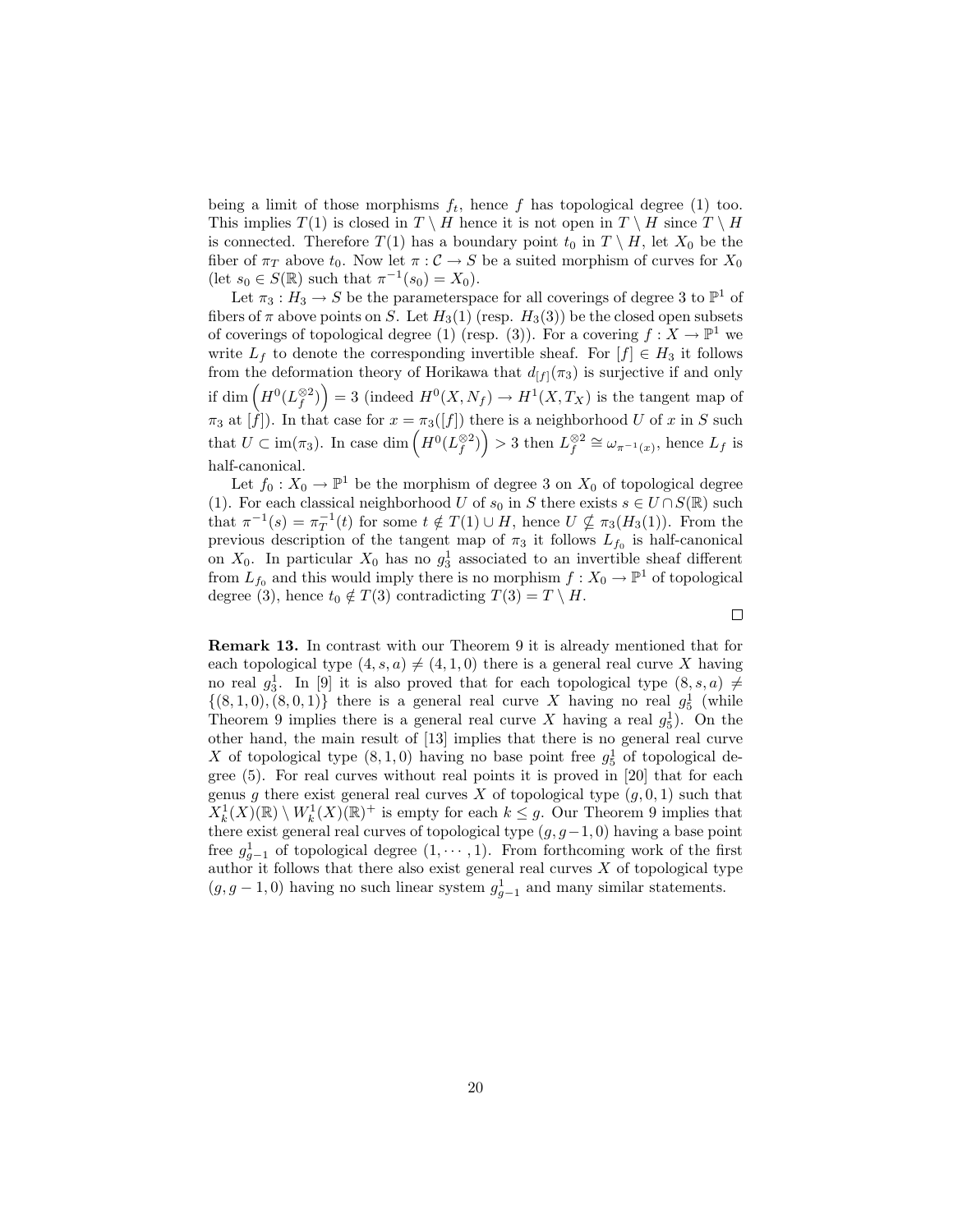being a limit of those morphisms $f_t$, hence $f$ has topological degree (1) too. This implies $T(1)$ is closed in $T \setminus H$ hence it is not open in $T \setminus H$ since $T \setminus H$ is connected. Therefore $T(1)$ has a boundary point $t_0$ in $T \setminus H$, let $X_0$ be the fiber of $\pi_T$ above $t_0$. Now let $\pi : \mathcal{C} \to S$ be a suited morphism of curves for $X_0$ (let $s_0 \in S(\mathbb{R})$ such that $\pi^{-1}(s_0) = X_0$).

Let $\pi_3 : H_3 \to S$ be the parameterspace for all coverings of degree 3 to $\mathbb{P}^1$ of fibers of $\pi$ above points on $S$. Let $H_3(1)$ (resp. $H_3(3)$) be the closed open subsets of coverings of topological degree (1) (resp. (3)). For a covering $f : X \to \mathbb{P}^1$ we write $L_f$ to denote the corresponding invertible sheaf. For $[f] \in H_3$ it follows from the deformation theory of Horikawa that $d_{[f]}(\pi_3)$ is surjective if and only if $\dim \left( H^0(L_f^{\otimes 2}) \right) = 3$ (indeed $H^0(X, N_f) \to H^1(X, T_X)$ is the tangent map of $\pi_3$ at $[f]$). In that case for $x = \pi_3([f])$ there is a neighborhood $U$ of $x$ in $S$ such that $U \subset \operatorname{im}(\pi_3)$. In case $\dim \left( H^0(L_f^{\otimes 2}) \right) > 3$ then $L_f^{\otimes 2} \cong \omega_{\pi^{-1}(x)}$, hence $L_f$ is half-canonical.

Let $f_0 : X_0 \to \mathbb{P}^1$ be the morphism of degree 3 on $X_0$ of topological degree (1). For each classical neighborhood $U$ of $s_0$ in $S$ there exists $s \in U \cap S(\mathbb{R})$ such that $\pi^{-1}(s) = \pi_T^{-1}(t)$ for some $t \notin T(1) \cup H$, hence $U \not\subseteq \pi_3(H_3(1))$. From the previous description of the tangent map of $\pi_3$ it follows $L_{f_0}$ is half-canonical on $X_0$. In particular $X_0$ has no $g^1_3$ associated to an invertible sheaf different from $L_{f_0}$ and this would imply there is no morphism $f : X_0 \to \mathbb{P}^1$ of topological degree (3), hence $t_0 \notin T(3)$ contradicting $T(3) = T \setminus H$.

□

**Remark 13.** In contrast with our Theorem 9 it is already mentioned that for each topological type $(4, s, a) \neq (4, 1, 0)$ there is a general real curve $X$ having no real $g^1_3$. In [9] it is also proved that for each topological type $(8, s, a) \neq \{(8, 1, 0), (8, 0, 1)\}$ there is a general real curve $X$ having no real $g^1_5$ (while Theorem 9 implies there is a general real curve $X$ having a real $g^1_5$). On the other hand, the main result of [13] implies that there is no general real curve $X$ of topological type $(8, 1, 0)$ having no base point free $g^1_5$ of topological degree (5). For real curves without real points it is proved in [20] that for each genus $g$ there exist general real curves $X$ of topological type $(g, 0, 1)$ such that $X^1_k(X)(\mathbb{R}) \setminus W^1_k(X)(\mathbb{R})^+$ is empty for each $k \leq g$. Our Theorem 9 implies that there exist general real curves of topological type $(g, g-1, 0)$ having a base point free $g^1_{g-1}$ of topological degree $(1, \cdots, 1)$. From forthcoming work of the first author it follows that there also exist general real curves $X$ of topological type $(g, g-1, 0)$ having no such linear system $g^1_{g-1}$ and many similar statements.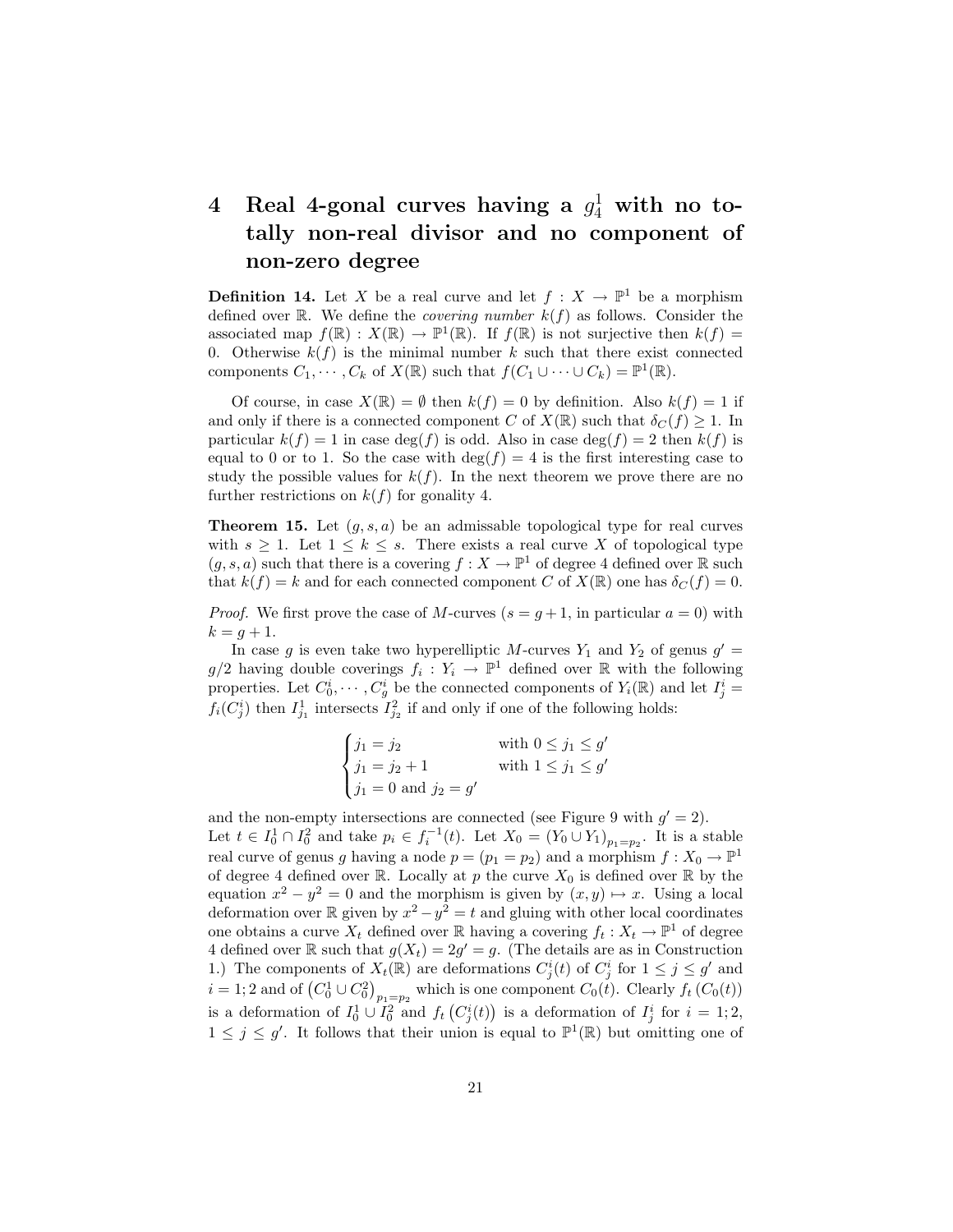# 4 Real 4-gonal curves having a $g^1_4$ with no totally non-real divisor and no component of non-zero degree

**Definition 14.** Let $X$ be a real curve and let $f : X \to \mathbb{P}^1$ be a morphism defined over $\mathbb{R}$. We define the *covering number* $k(f)$ as follows. Consider the associated map $f(\mathbb{R}) : X(\mathbb{R}) \to \mathbb{P}^1(\mathbb{R})$. If $f(\mathbb{R})$ is not surjective then $k(f) = 0$. Otherwise $k(f)$ is the minimal number $k$ such that there exist connected components $C_1, \cdots, C_k$ of $X(\mathbb{R})$ such that $f(C_1 \cup \cdots \cup C_k) = \mathbb{P}^1(\mathbb{R})$.

Of course, in case $X(\mathbb{R}) = \emptyset$ then $k(f) = 0$ by definition. Also $k(f) = 1$ if and only if there is a connected component $C$ of $X(\mathbb{R})$ such that $\delta_C(f) \geq 1$. In particular $k(f) = 1$ in case $\deg(f)$ is odd. Also in case $\deg(f) = 2$ then $k(f)$ is equal to 0 or to 1. So the case with $\deg(f) = 4$ is the first interesting case to study the possible values for $k(f)$. In the next theorem we prove there are no further restrictions on $k(f)$ for gonality 4.

**Theorem 15.** Let $(g, s, a)$ be an admissable topological type for real curves with $s \geq 1$. Let $1 \leq k \leq s$. There exists a real curve $X$ of topological type $(g, s, a)$ such that there is a covering $f : X \to \mathbb{P}^1$ of degree 4 defined over $\mathbb{R}$ such that $k(f) = k$ and for each connected component $C$ of $X(\mathbb{R})$ one has $\delta_C(f) = 0$.

*Proof.* We first prove the case of $M$-curves ($s = g + 1$, in particular $a = 0$) with $k = g + 1$.

In case $g$ is even take two hyperelliptic $M$-curves $Y_1$ and $Y_2$ of genus $g' = g/2$ having double coverings $f_i : Y_i \to \mathbb{P}^1$ defined over $\mathbb{R}$ with the following properties. Let $C^i_0, \cdots, C^i_g$ be the connected components of $Y_i(\mathbb{R})$ and let $I^i_j = f_i(C^i_j)$ then $I^1_{j_1}$ intersects $I^2_{j_2}$ if and only if one of the following holds:

$$\begin{cases} j_1 = j_2 & \text{with } 0 \leq j_1 \leq g' \\ j_1 = j_2 + 1 & \text{with } 1 \leq j_1 \leq g' \\ j_1 = 0 \text{ and } j_2 = g' & \end{cases}$$

and the non-empty intersections are connected (see Figure 9 with $g' = 2$).
Let $t \in I^1_0 \cap I^2_0$ and take $p_i \in f_i^{-1}(t)$. Let $X_0 = (Y_0 \cup Y_1)_{p_1 = p_2}$. It is a stable real curve of genus $g$ having a node $p = (p_1 = p_2)$ and a morphism $f : X_0 \to \mathbb{P}^1$ of degree 4 defined over $\mathbb{R}$. Locally at $p$ the curve $X_0$ is defined over $\mathbb{R}$ by the equation $x^2 - y^2 = 0$ and the morphism is given by $(x, y) \mapsto x$. Using a local deformation over $\mathbb{R}$ given by $x^2 - y^2 = t$ and gluing with other local coordinates one obtains a curve $X_t$ defined over $\mathbb{R}$ having a covering $f_t : X_t \to \mathbb{P}^1$ of degree 4 defined over $\mathbb{R}$ such that $g(X_t) = 2g' = g$. (The details are as in Construction 1.) The components of $X_t(\mathbb{R})$ are deformations $C^i_j(t)$ of $C^i_j$ for $1 \leq j \leq g'$ and $i = 1; 2$ and of $\left(C^1_0 \cup C^2_0\right)_{p_1 = p_2}$ which is one component $C_0(t)$. Clearly $f_t\left(C_0(t)\right)$ is a deformation of $I^1_0 \cup I^2_0$ and $f_t\left(C^i_j(t)\right)$ is a deformation of $I^i_j$ for $i = 1; 2$, $1 \leq j \leq g'$. It follows that their union is equal to $\mathbb{P}^1(\mathbb{R})$ but omitting one of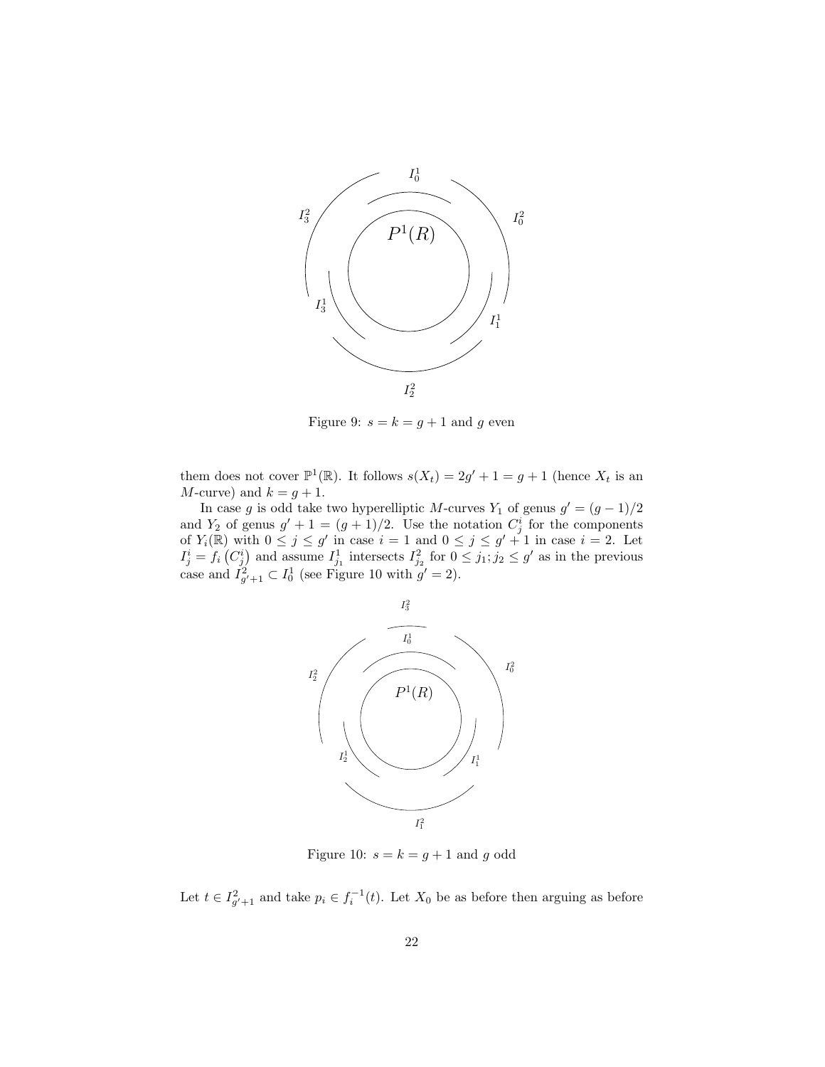Figure 9: $s = k = g + 1$ and $g$ even

them does not cover $\mathbb{P}^1(\mathbb{R})$. It follows $s(X_t) = 2g' + 1 = g + 1$ (hence $X_t$ is an $M$-curve) and $k = g + 1$.

In case $g$ is odd take two hyperelliptic $M$-curves $Y_1$ of genus $g' = (g-1)/2$ and $Y_2$ of genus $g' + 1 = (g+1)/2$. Use the notation $C_j^i$ for the components of $Y_i(\mathbb{R})$ with $0 \leq j \leq g'$ in case $i = 1$ and $0 \leq j \leq g' + 1$ in case $i = 2$. Let $I_j^i = f_i\left(C_j^i\right)$ and assume $I_{j_1}^1$ intersects $I_{j_2}^2$ for $0 \leq j_1; j_2 \leq g'$ as in the previous case and $I_{g'+1}^2 \subset I_0^1$ (see Figure 10 with $g' = 2$).

Figure 10: $s = k = g + 1$ and $g$ odd

Let $t \in I_{g'+1}^2$ and take $p_i \in f_i^{-1}(t)$. Let $X_0$ be as before then arguing as before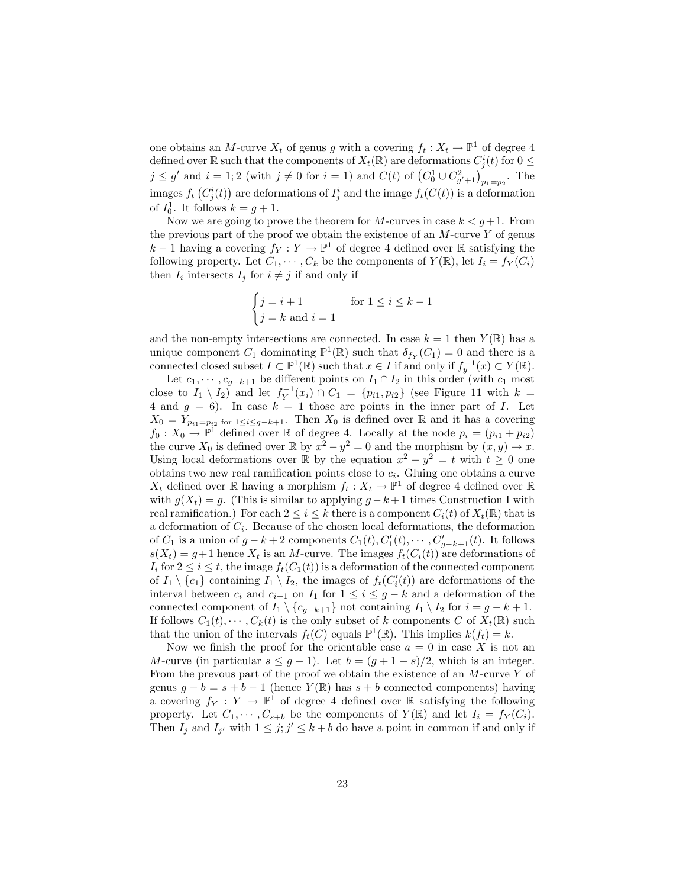one obtains an $M$-curve $X_t$ of genus $g$ with a covering $f_t : X_t \to \mathbb{P}^1$ of degree 4 defined over $\mathbb{R}$ such that the components of $X_t(\mathbb{R})$ are deformations $C_j^i(t)$ for $0 \leq j \leq g'$ and $i = 1; 2$ (with $j \neq 0$ for $i = 1$) and $C(t)$ of $\left(C_0^1 \cup C_{g'+1}^2\right)_{p_1=p_2}$. The images $f_t\left(C_j^i(t)\right)$ are deformations of $I_j^i$ and the image $f_t(C(t))$ is a deformation of $I_0^1$. It follows $k = g+1$.

Now we are going to prove the theorem for $M$-curves in case $k < g+1$. From the previous part of the proof we obtain the existence of an $M$-curve $Y$ of genus $k-1$ having a covering $f_Y : Y \to \mathbb{P}^1$ of degree 4 defined over $\mathbb{R}$ satisfying the following property. Let $C_1, \cdots, C_k$ be the components of $Y(\mathbb{R})$, let $I_i = f_Y(C_i)$ then $I_i$ intersects $I_j$ for $i \neq j$ if and only if

$$\begin{cases} j = i+1 & \text{for } 1 \leq i \leq k-1 \\ j = k \text{ and } i = 1 \end{cases}$$

and the non-empty intersections are connected. In case $k = 1$ then $Y(\mathbb{R})$ has a unique component $C_1$ dominating $\mathbb{P}^1(\mathbb{R})$ such that $\delta_{f_Y}(C_1) = 0$ and there is a connected closed subset $I \subset \mathbb{P}^1(\mathbb{R})$ such that $x \in I$ if and only if $f_y^{-1}(x) \subset Y(\mathbb{R})$.

Let $c_1, \cdots, c_{g-k+1}$ be different points on $I_1 \cap I_2$ in this order (with $c_1$ most close to $I_1 \setminus I_2$) and let $f_Y^{-1}(x_i) \cap C_1 = \{p_{i1}, p_{i2}\}$ (see Figure 11 with $k = 4$ and $g = 6$). In case $k = 1$ those are points in the inner part of $I$. Let $X_0 = Y_{p_{i1}=p_{i2} \text{ for } 1 \leq i \leq g-k+1}$. Then $X_0$ is defined over $\mathbb{R}$ and it has a covering $f_0 : X_0 \to \mathbb{P}^1$ defined over $\mathbb{R}$ of degree 4. Locally at the node $p_i = (p_{i1} + p_{i2})$ the curve $X_0$ is defined over $\mathbb{R}$ by $x^2 - y^2 = 0$ and the morphism by $(x, y) \mapsto x$. Using local deformations over $\mathbb{R}$ by the equation $x^2 - y^2 = t$ with $t \geq 0$ one obtains two new real ramification points close to $c_i$. Gluing one obtains a curve $X_t$ defined over $\mathbb{R}$ having a morphism $f_t : X_t \to \mathbb{P}^1$ of degree 4 defined over $\mathbb{R}$ with $g(X_t) = g$. (This is similar to applying $g-k+1$ times Construction I with real ramification.) For each $2 \leq i \leq k$ there is a component $C_i(t)$ of $X_t(\mathbb{R})$ that is a deformation of $C_i$. Because of the chosen local deformations, the deformation of $C_1$ is a union of $g-k+2$ components $C_1(t), C_1'(t), \cdots, C_{g-k+1}'(t)$. It follows $s(X_t) = g+1$ hence $X_t$ is an $M$-curve. The images $f_t(C_i(t))$ are deformations of $I_i$ for $2 \leq i \leq t$, the image $f_t(C_1(t))$ is a deformation of the connected component of $I_1 \setminus \{c_1\}$ containing $I_1 \setminus I_2$, the images of $f_t(C_i'(t))$ are deformations of the interval between $c_i$ and $c_{i+1}$ on $I_1$ for $1 \leq i \leq g-k$ and a deformation of the connected component of $I_1 \setminus \{c_{g-k+1}\}$ not containing $I_1 \setminus I_2$ for $i = g-k+1$. If follows $C_1(t), \cdots, C_k(t)$ is the only subset of $k$ components $C$ of $X_t(\mathbb{R})$ such that the union of the intervals $f_t(C)$ equals $\mathbb{P}^1(\mathbb{R})$. This implies $k(f_t) = k$.

Now we finish the proof for the orientable case $a = 0$ in case $X$ is not an $M$-curve (in particular $s \leq g-1$). Let $b = (g+1-s)/2$, which is an integer. From the prevous part of the proof we obtain the existence of an $M$-curve $Y$ of genus $g-b = s+b-1$ (hence $Y(\mathbb{R})$ has $s+b$ connected components) having a covering $f_Y : Y \to \mathbb{P}^1$ of degree 4 defined over $\mathbb{R}$ satisfying the following property. Let $C_1, \cdots, C_{s+b}$ be the components of $Y(\mathbb{R})$ and let $I_i = f_Y(C_i)$. Then $I_j$ and $I_{j'}$ with $1 \leq j; j' \leq k+b$ do have a point in common if and only if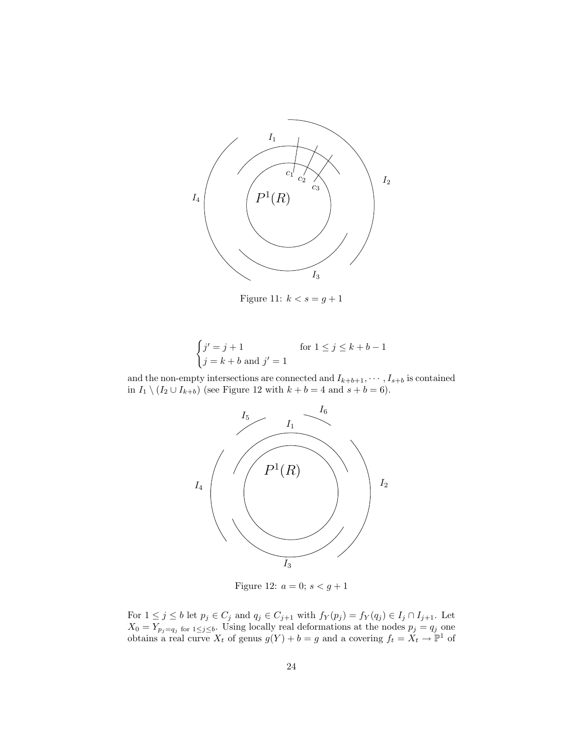Figure 11: $k < s = g + 1$

$$\begin{cases} j' = j + 1 & \text{for } 1 \leq j \leq k + b - 1 \\ j = k + b \text{ and } j' = 1 \end{cases}$$

and the non-empty intersections are connected and $I_{k+b+1}, \cdots, I_{s+b}$ is contained in $I_1 \setminus (I_2 \cup I_{k+b})$ (see Figure 12 with $k + b = 4$ and $s + b = 6$).

Figure 12: $a = 0$; $s < g + 1$

For $1 \leq j \leq b$ let $p_j \in C_j$ and $q_j \in C_{j+1}$ with $f_Y(p_j) = f_Y(q_j) \in I_j \cap I_{j+1}$. Let $X_0 = Y_{p_j = q_j \text{ for } 1 \leq j \leq b}$. Using locally real deformations at the nodes $p_j = q_j$ one obtains a real curve $X_t$ of genus $g(Y) + b = g$ and a covering $f_t = X_t \to \mathbb{P}^1$ of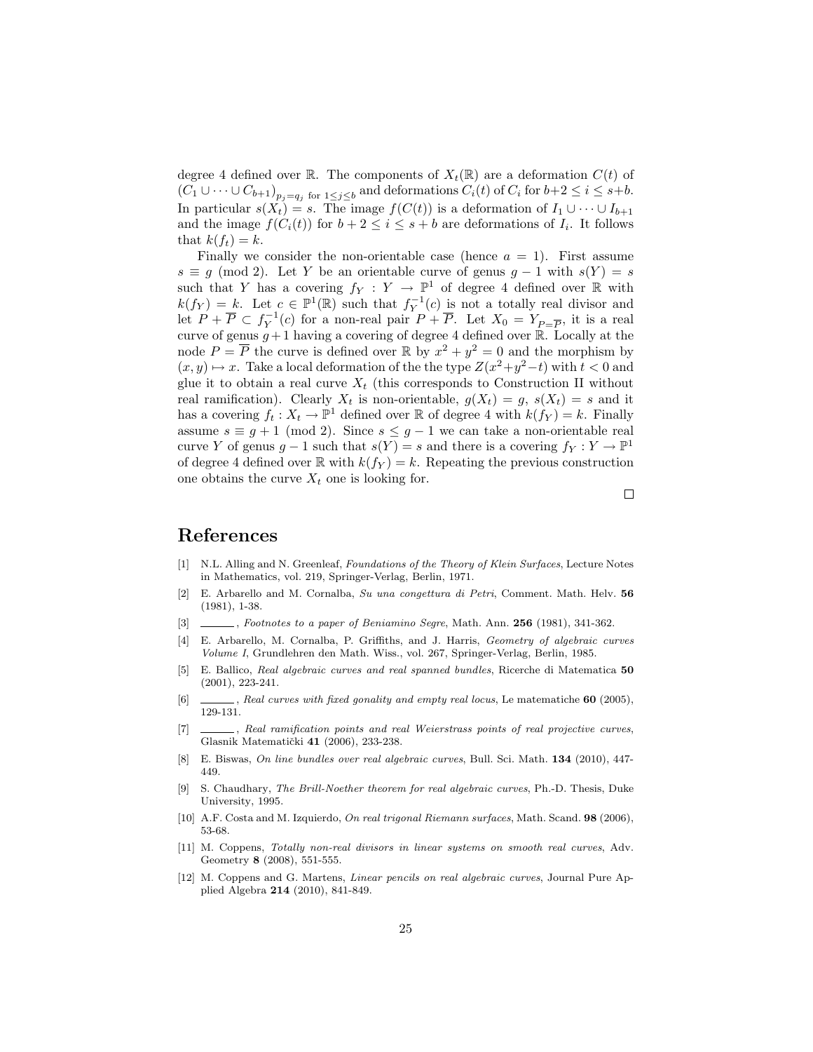degree 4 defined over $\mathbb{R}$. The components of $X_t(\mathbb{R})$ are a deformation $C(t)$ of $(C_1 \cup \cdots \cup C_{b+1})_{p_j=q_j \text{ for } 1\leq j\leq b}$ and deformations $C_i(t)$ of $C_i$ for $b+2 \leq i \leq s+b$. In particular $s(X_t) = s$. The image $f(C(t))$ is a deformation of $I_1 \cup \cdots \cup I_{b+1}$ and the image $f(C_i(t))$ for $b+2 \leq i \leq s+b$ are deformations of $I_i$. It follows that $k(f_t) = k$.

Finally we consider the non-orientable case (hence $a = 1$). First assume $s \equiv g \pmod 2$. Let $Y$ be an orientable curve of genus $g-1$ with $s(Y) = s$ such that $Y$ has a covering $f_Y : Y \to \mathbb{P}^1$ of degree 4 defined over $\mathbb{R}$ with $k(f_Y) = k$. Let $c \in \mathbb{P}^1(\mathbb{R})$ such that $f_Y^{-1}(c)$ is not a totally real divisor and let $P + \overline{P} \subset f_Y^{-1}(c)$ for a non-real pair $P + \overline{P}$. Let $X_0 = Y_{P=\overline{P}}$, it is a real curve of genus $g+1$ having a covering of degree 4 defined over $\mathbb{R}$. Locally at the node $P = \overline{P}$ the curve is defined over $\mathbb{R}$ by $x^2 + y^2 = 0$ and the morphism by $(x, y) \mapsto x$. Take a local deformation of the the type $Z(x^2+y^2-t)$ with $t < 0$ and glue it to obtain a real curve $X_t$ (this corresponds to Construction II without real ramification). Clearly $X_t$ is non-orientable, $g(X_t) = g$, $s(X_t) = s$ and it has a covering $f_t : X_t \to \mathbb{P}^1$ defined over $\mathbb{R}$ of degree 4 with $k(f_Y) = k$. Finally assume $s \equiv g + 1 \pmod 2$. Since $s \leq g - 1$ we can take a non-orientable real curve $Y$ of genus $g - 1$ such that $s(Y) = s$ and there is a covering $f_Y : Y \to \mathbb{P}^1$ of degree 4 defined over $\mathbb{R}$ with $k(f_Y) = k$. Repeating the previous construction one obtains the curve $X_t$ one is looking for.

□

# References

[1] N.L. Alling and N. Greenleaf, *Foundations of the Theory of Klein Surfaces*, Lecture Notes in Mathematics, vol. 219, Springer-Verlag, Berlin, 1971.

[2] E. Arbarello and M. Cornalba, *Su una congettura di Petri*, Comment. Math. Helv. **56** (1981), 1-38.

[3] ______, *Footnotes to a paper of Beniamino Segre*, Math. Ann. **256** (1981), 341-362.

[4] E. Arbarello, M. Cornalba, P. Griffiths, and J. Harris, *Geometry of algebraic curves Volume I*, Grundlehren den Math. Wiss., vol. 267, Springer-Verlag, Berlin, 1985.

[5] E. Ballico, *Real algebraic curves and real spanned bundles*, Ricerche di Matematica **50** (2001), 223-241.

[6] ______, *Real curves with fixed gonality and empty real locus*, Le matematiche **60** (2005), 129-131.

[7] ______, *Real ramification points and real Weierstrass points of real projective curves*, Glasnik Matematički **41** (2006), 233-238.

[8] E. Biswas, *On line bundles over real algebraic curves*, Bull. Sci. Math. **134** (2010), 447-449.

[9] S. Chaudhary, *The Brill-Noether theorem for real algebraic curves*, Ph.-D. Thesis, Duke University, 1995.

[10] A.F. Costa and M. Izquierdo, *On real trigonal Riemann surfaces*, Math. Scand. **98** (2006), 53-68.

[11] M. Coppens, *Totally non-real divisors in linear systems on smooth real curves*, Adv. Geometry **8** (2008), 551-555.

[12] M. Coppens and G. Martens, *Linear pencils on real algebraic curves*, Journal Pure Applied Algebra **214** (2010), 841-849.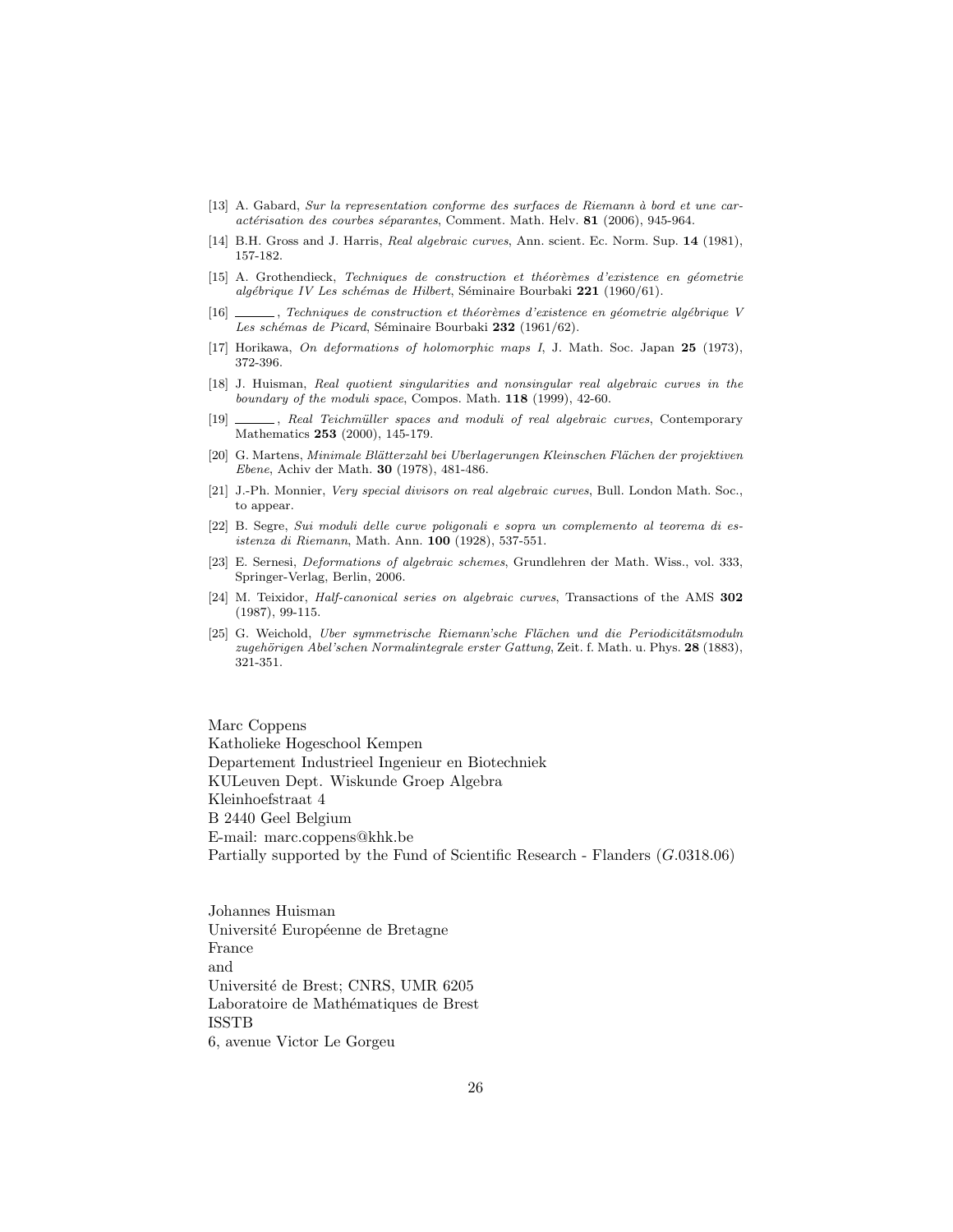[13] A. Gabard, *Sur la representation conforme des surfaces de Riemann à bord et une caractérisation des courbes séparantes*, Comment. Math. Helv. **81** (2006), 945-964.

[14] B.H. Gross and J. Harris, *Real algebraic curves*, Ann. scient. Ec. Norm. Sup. **14** (1981), 157-182.

[15] A. Grothendieck, *Techniques de construction et théorèmes d'existence en géometrie algébrique IV Les schémas de Hilbert*, Séminaire Bourbaki **221** (1960/61).

[16] ______, *Techniques de construction et théorèmes d'existence en géometrie algébrique V Les schémas de Picard*, Séminaire Bourbaki **232** (1961/62).

[17] Horikawa, *On deformations of holomorphic maps I*, J. Math. Soc. Japan **25** (1973), 372-396.

[18] J. Huisman, *Real quotient singularities and nonsingular real algebraic curves in the boundary of the moduli space*, Compos. Math. **118** (1999), 42-60.

[19] ______, *Real Teichmüller spaces and moduli of real algebraic curves*, Contemporary Mathematics **253** (2000), 145-179.

[20] G. Martens, *Minimale Blätterzahl bei Uberlagerungen Kleinschen Flächen der projektiven Ebene*, Achiv der Math. **30** (1978), 481-486.

[21] J.-Ph. Monnier, *Very special divisors on real algebraic curves*, Bull. London Math. Soc., to appear.

[22] B. Segre, *Sui moduli delle curve poligonali e sopra un complemento al teorema di esistenza di Riemann*, Math. Ann. **100** (1928), 537-551.

[23] E. Sernesi, *Deformations of algebraic schemes*, Grundlehren der Math. Wiss., vol. 333, Springer-Verlag, Berlin, 2006.

[24] M. Teixidor, *Half-canonical series on algebraic curves*, Transactions of the AMS **302** (1987), 99-115.

[25] G. Weichold, *Uber symmetrische Riemann'sche Flächen und die Periodicitätsmoduln zugehörigen Abel'schen Normalintegrale erster Gattung*, Zeit. f. Math. u. Phys. **28** (1883), 321-351.

Marc Coppens
Katholieke Hogeschool Kempen
Departement Industrieel Ingenieur en Biotechniek
KULeuven Dept. Wiskunde Groep Algebra
Kleinhoefstraat 4
B 2440 Geel Belgium
E-mail: marc.coppens@khk.be
Partially supported by the Fund of Scientific Research - Flanders (*G*.0318.06)

Johannes Huisman
Université Européenne de Bretagne
France
and
Université de Brest; CNRS, UMR 6205
Laboratoire de Mathématiques de Brest
ISSTB
6, avenue Victor Le Gorgeu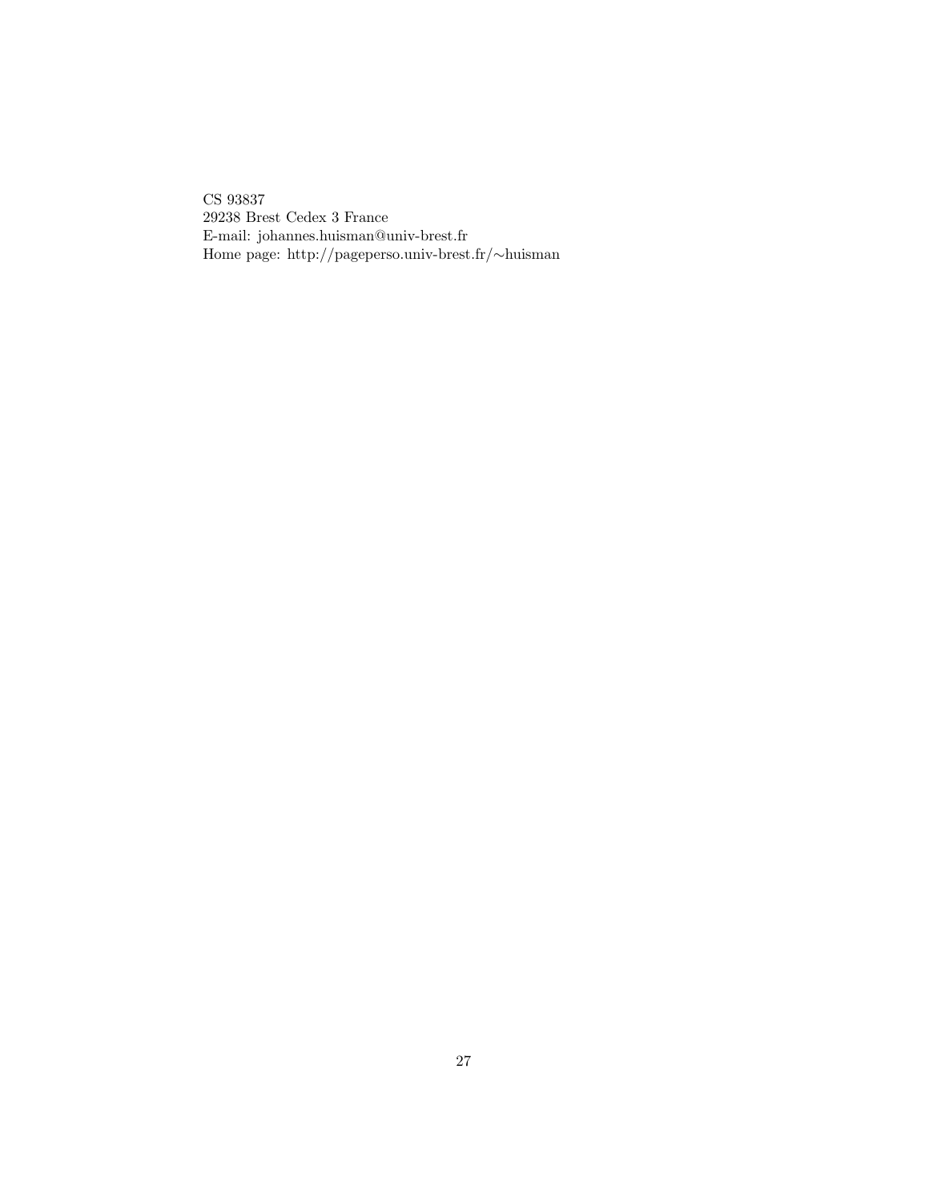CS 93837
29238 Brest Cedex 3 France
E-mail: johannes.huisman@univ-brest.fr
Home page: http://pageperso.univ-brest.fr/∼huisman